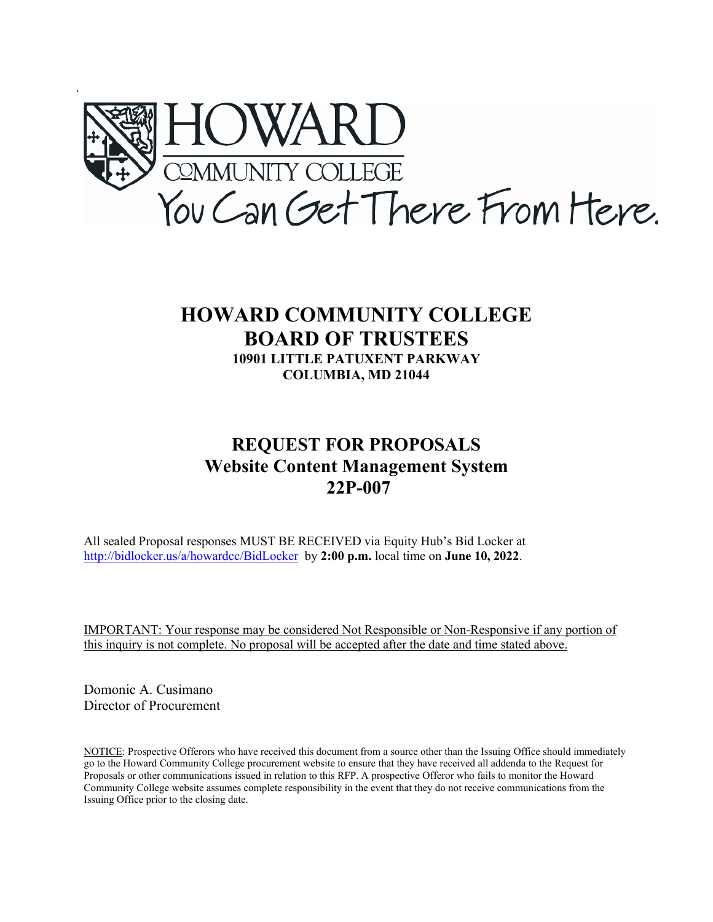HOWARD COMMUNITY COLLEGE

You Can Get There From Here.

# HOWARD COMMUNITY COLLEGE
# BOARD OF TRUSTEES

**10901 LITTLE PATUXENT PARKWAY**
**COLUMBIA, MD 21044**

## REQUEST FOR PROPOSALS
## Website Content Management System
## 22P-007

All sealed Proposal responses MUST BE RECEIVED via Equity Hub's Bid Locker at http://bidlocker.us/a/howardcc/BidLocker by **2:00 p.m.** local time on **June 10, 2022**.

IMPORTANT: Your response may be considered Not Responsible or Non-Responsive if any portion of this inquiry is not complete. No proposal will be accepted after the date and time stated above.

Domonic A. Cusimano
Director of Procurement

NOTICE: Prospective Offerors who have received this document from a source other than the Issuing Office should immediately go to the Howard Community College procurement website to ensure that they have received all addenda to the Request for Proposals or other communications issued in relation to this RFP. A prospective Offeror who fails to monitor the Howard Community College website assumes complete responsibility in the event that they do not receive communications from the Issuing Office prior to the closing date.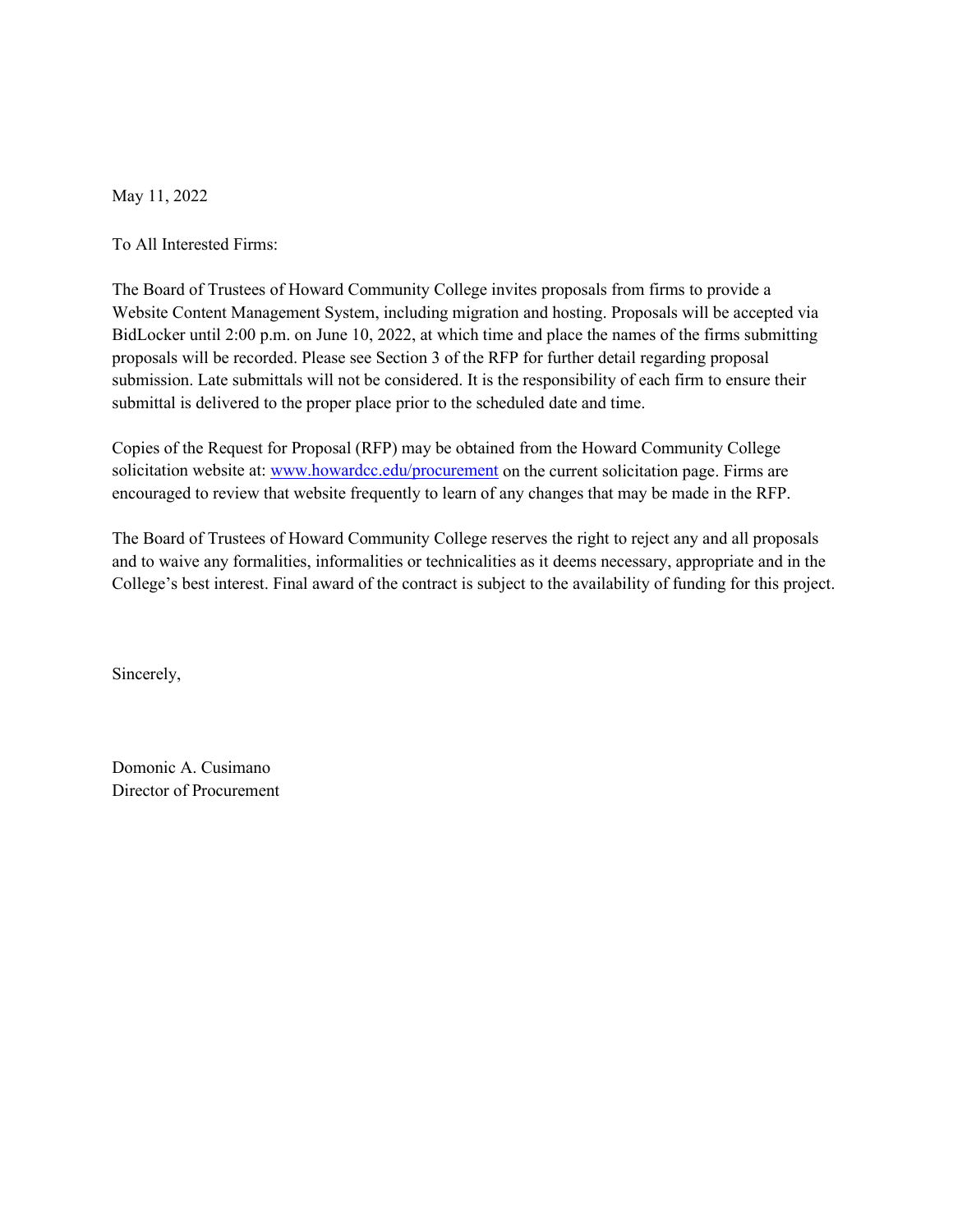May 11, 2022

To All Interested Firms:

The Board of Trustees of Howard Community College invites proposals from firms to provide a Website Content Management System, including migration and hosting. Proposals will be accepted via BidLocker until 2:00 p.m. on June 10, 2022, at which time and place the names of the firms submitting proposals will be recorded. Please see Section 3 of the RFP for further detail regarding proposal submission. Late submittals will not be considered. It is the responsibility of each firm to ensure their submittal is delivered to the proper place prior to the scheduled date and time.

Copies of the Request for Proposal (RFP) may be obtained from the Howard Community College solicitation website at: [www.howardcc.edu/procurement](http://www.howardcc.edu/procurement) on the current solicitation page. Firms are encouraged to review that website frequently to learn of any changes that may be made in the RFP.

The Board of Trustees of Howard Community College reserves the right to reject any and all proposals and to waive any formalities, informalities or technicalities as it deems necessary, appropriate and in the College's best interest. Final award of the contract is subject to the availability of funding for this project.

Sincerely,

Domonic A. Cusimano
Director of Procurement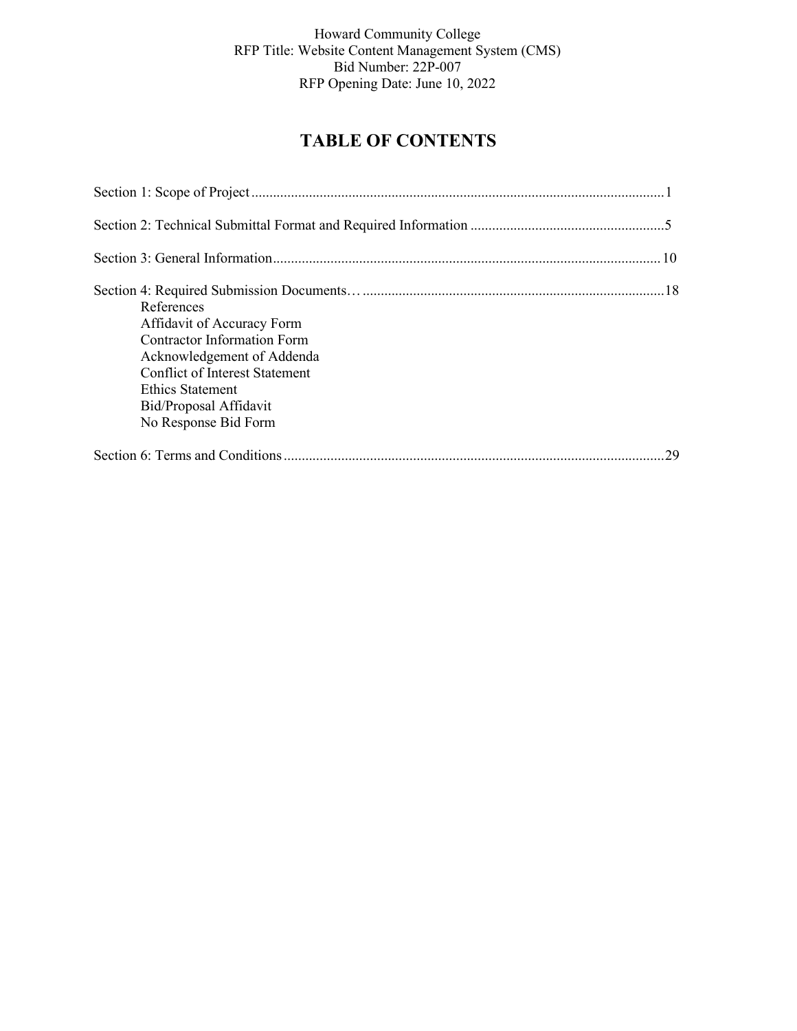Howard Community College
RFP Title: Website Content Management System (CMS)
Bid Number: 22P-007
RFP Opening Date: June 10, 2022

# TABLE OF CONTENTS

Section 1: Scope of Project ........................................................................................................ 1

Section 2: Technical Submittal Format and Required Information ........................................ 5

Section 3: General Information ............................................................................................... 10

Section 4: Required Submission Documents… ..................................................................... 18
- References
- Affidavit of Accuracy Form
- Contractor Information Form
- Acknowledgement of Addenda
- Conflict of Interest Statement
- Ethics Statement
- Bid/Proposal Affidavit
- No Response Bid Form

Section 6: Terms and Conditions .............................................................................................. 29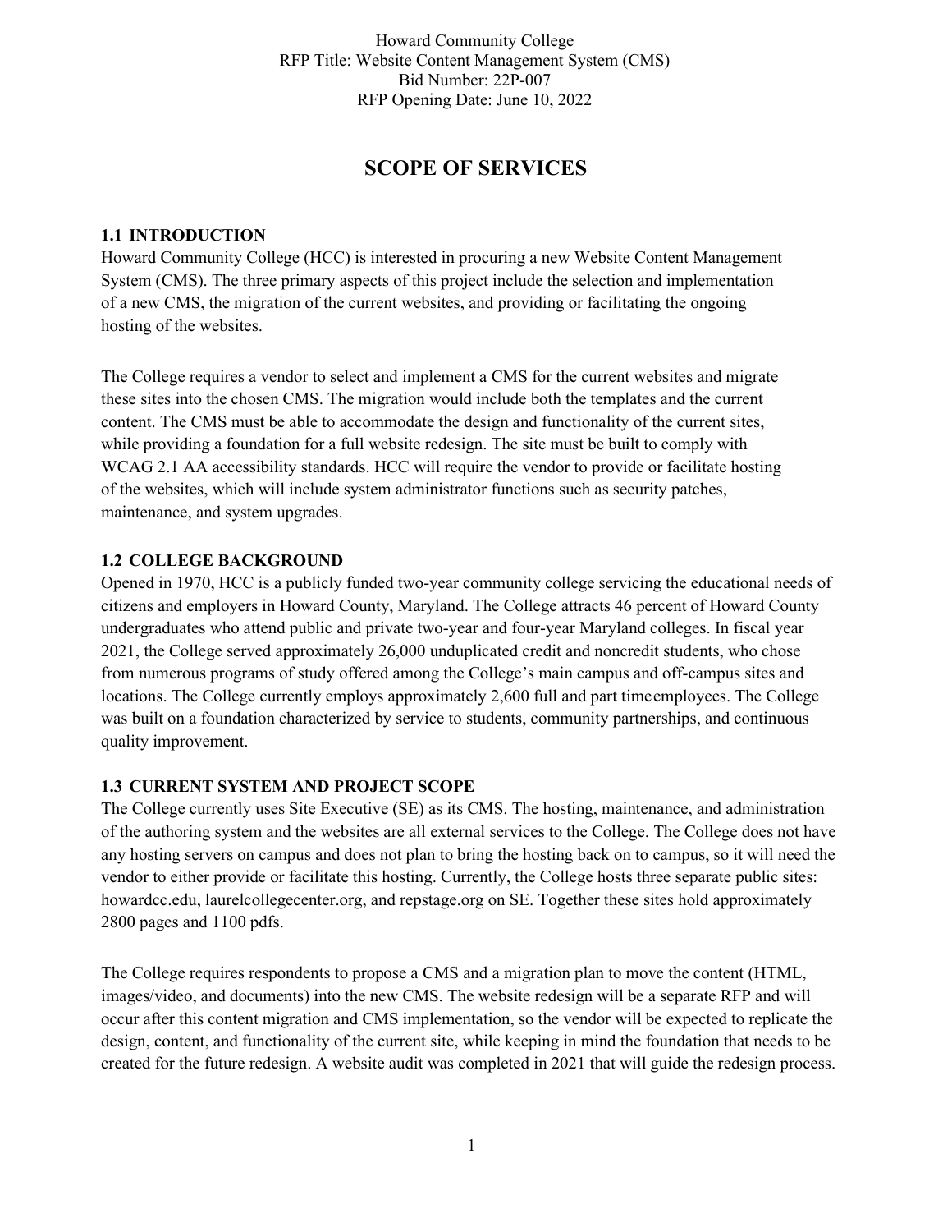# SCOPE OF SERVICES

## 1.1 INTRODUCTION

Howard Community College (HCC) is interested in procuring a new Website Content Management System (CMS). The three primary aspects of this project include the selection and implementation of a new CMS, the migration of the current websites, and providing or facilitating the ongoing hosting of the websites.

The College requires a vendor to select and implement a CMS for the current websites and migrate these sites into the chosen CMS. The migration would include both the templates and the current content. The CMS must be able to accommodate the design and functionality of the current sites, while providing a foundation for a full website redesign. The site must be built to comply with WCAG 2.1 AA accessibility standards. HCC will require the vendor to provide or facilitate hosting of the websites, which will include system administrator functions such as security patches, maintenance, and system upgrades.

## 1.2 COLLEGE BACKGROUND

Opened in 1970, HCC is a publicly funded two-year community college servicing the educational needs of citizens and employers in Howard County, Maryland. The College attracts 46 percent of Howard County undergraduates who attend public and private two-year and four-year Maryland colleges. In fiscal year 2021, the College served approximately 26,000 unduplicated credit and noncredit students, who chose from numerous programs of study offered among the College's main campus and off-campus sites and locations. The College currently employs approximately 2,600 full and part time employees. The College was built on a foundation characterized by service to students, community partnerships, and continuous quality improvement.

## 1.3 CURRENT SYSTEM AND PROJECT SCOPE

The College currently uses Site Executive (SE) as its CMS. The hosting, maintenance, and administration of the authoring system and the websites are all external services to the College. The College does not have any hosting servers on campus and does not plan to bring the hosting back on to campus, so it will need the vendor to either provide or facilitate this hosting. Currently, the College hosts three separate public sites: howardcc.edu, laurelcollegecenter.org, and repstage.org on SE. Together these sites hold approximately 2800 pages and 1100 pdfs.

The College requires respondents to propose a CMS and a migration plan to move the content (HTML, images/video, and documents) into the new CMS. The website redesign will be a separate RFP and will occur after this content migration and CMS implementation, so the vendor will be expected to replicate the design, content, and functionality of the current site, while keeping in mind the foundation that needs to be created for the future redesign. A website audit was completed in 2021 that will guide the redesign process.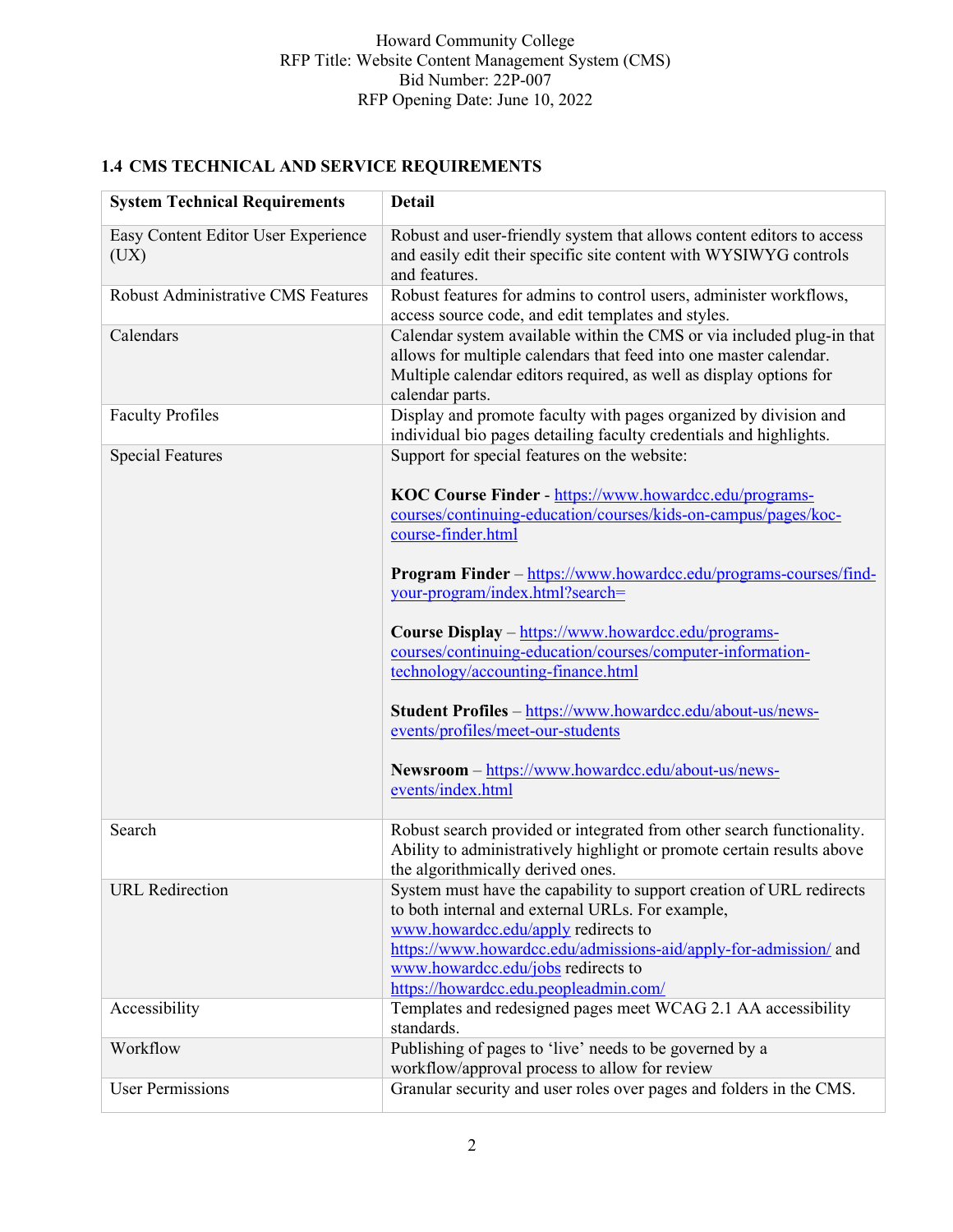## 1.4 CMS TECHNICAL AND SERVICE REQUIREMENTS

| System Technical Requirements | Detail |
|---|---|
| Easy Content Editor User Experience (UX) | Robust and user-friendly system that allows content editors to access and easily edit their specific site content with WYSIWYG controls and features. |
| Robust Administrative CMS Features | Robust features for admins to control users, administer workflows, access source code, and edit templates and styles. |
| Calendars | Calendar system available within the CMS or via included plug-in that allows for multiple calendars that feed into one master calendar. Multiple calendar editors required, as well as display options for calendar parts. |
| Faculty Profiles | Display and promote faculty with pages organized by division and individual bio pages detailing faculty credentials and highlights. |
| Special Features | Support for special features on the website:<br><br>**KOC Course Finder** - https://www.howardcc.edu/programs-courses/continuing-education/courses/kids-on-campus/pages/koc-course-finder.html<br><br>**Program Finder** – https://www.howardcc.edu/programs-courses/find-your-program/index.html?search=<br><br>**Course Display** – https://www.howardcc.edu/programs-courses/continuing-education/courses/computer-information-technology/accounting-finance.html<br><br>**Student Profiles** – https://www.howardcc.edu/about-us/news-events/profiles/meet-our-students<br><br>**Newsroom** – https://www.howardcc.edu/about-us/news-events/index.html |
| Search | Robust search provided or integrated from other search functionality. Ability to administratively highlight or promote certain results above the algorithmically derived ones. |
| URL Redirection | System must have the capability to support creation of URL redirects to both internal and external URLs. For example, www.howardcc.edu/apply redirects to https://www.howardcc.edu/admissions-aid/apply-for-admission/ and www.howardcc.edu/jobs redirects to https://howardcc.edu.peopleadmin.com/ |
| Accessibility | Templates and redesigned pages meet WCAG 2.1 AA accessibility standards. |
| Workflow | Publishing of pages to 'live' needs to be governed by a workflow/approval process to allow for review |
| User Permissions | Granular security and user roles over pages and folders in the CMS. |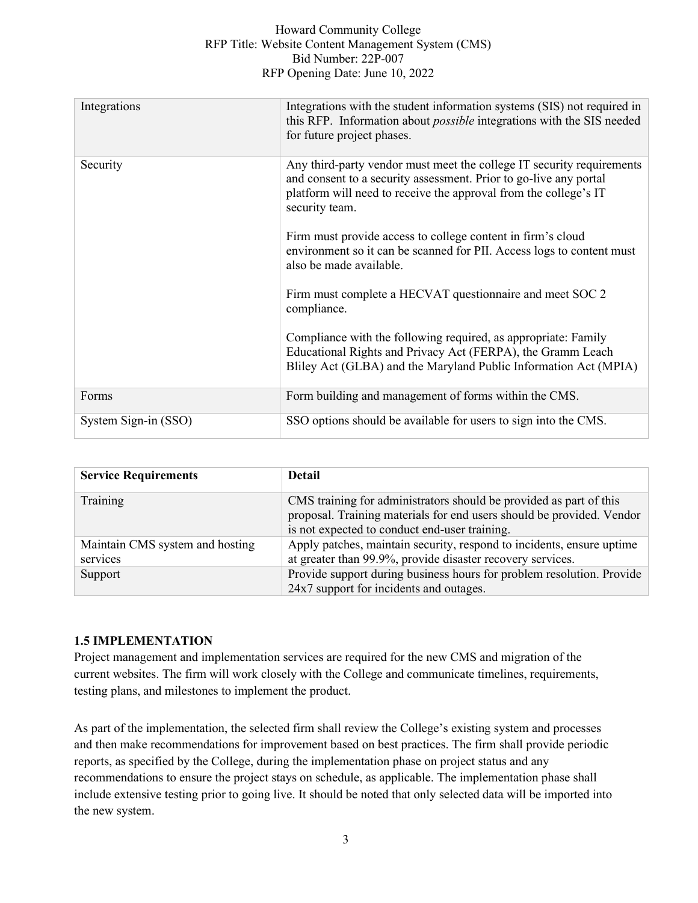| | |
|---|---|
| Integrations | Integrations with the student information systems (SIS) not required in this RFP. Information about *possible* integrations with the SIS needed for future project phases. |
| Security | Any third-party vendor must meet the college IT security requirements and consent to a security assessment. Prior to go-live any portal platform will need to receive the approval from the college's IT security team.<br><br>Firm must provide access to college content in firm's cloud environment so it can be scanned for PII. Access logs to content must also be made available.<br><br>Firm must complete a HECVAT questionnaire and meet SOC 2 compliance.<br><br>Compliance with the following required, as appropriate: Family Educational Rights and Privacy Act (FERPA), the Gramm Leach Bliley Act (GLBA) and the Maryland Public Information Act (MPIA) |
| Forms | Form building and management of forms within the CMS. |
| System Sign-in (SSO) | SSO options should be available for users to sign into the CMS. |

| **Service Requirements** | **Detail** |
|---|---|
| Training | CMS training for administrators should be provided as part of this proposal. Training materials for end users should be provided. Vendor is not expected to conduct end-user training. |
| Maintain CMS system and hosting services | Apply patches, maintain security, respond to incidents, ensure uptime at greater than 99.9%, provide disaster recovery services. |
| Support | Provide support during business hours for problem resolution. Provide 24x7 support for incidents and outages. |

### 1.5 IMPLEMENTATION

Project management and implementation services are required for the new CMS and migration of the current websites. The firm will work closely with the College and communicate timelines, requirements, testing plans, and milestones to implement the product.

As part of the implementation, the selected firm shall review the College's existing system and processes and then make recommendations for improvement based on best practices. The firm shall provide periodic reports, as specified by the College, during the implementation phase on project status and any recommendations to ensure the project stays on schedule, as applicable. The implementation phase shall include extensive testing prior to going live. It should be noted that only selected data will be imported into the new system.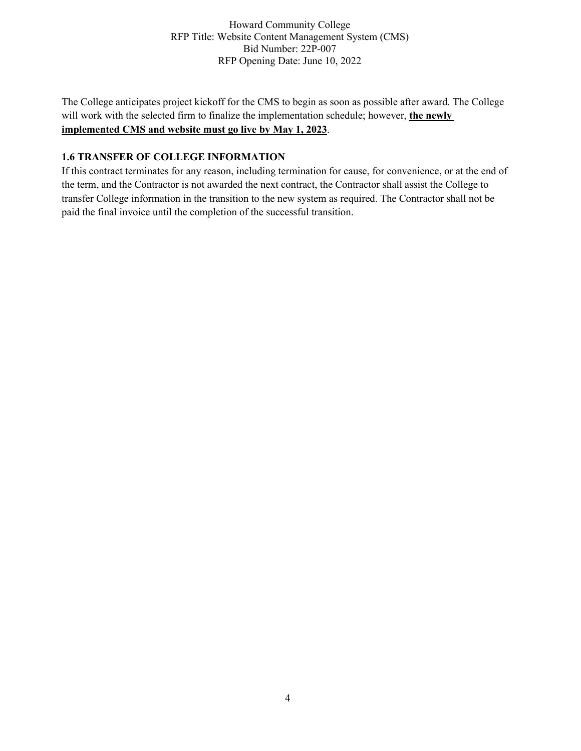The College anticipates project kickoff for the CMS to begin as soon as possible after award. The College will work with the selected firm to finalize the implementation schedule; however, **the newly implemented CMS and website must go live by May 1, 2023**.

### 1.6 TRANSFER OF COLLEGE INFORMATION

If this contract terminates for any reason, including termination for cause, for convenience, or at the end of the term, and the Contractor is not awarded the next contract, the Contractor shall assist the College to transfer College information in the transition to the new system as required. The Contractor shall not be paid the final invoice until the completion of the successful transition.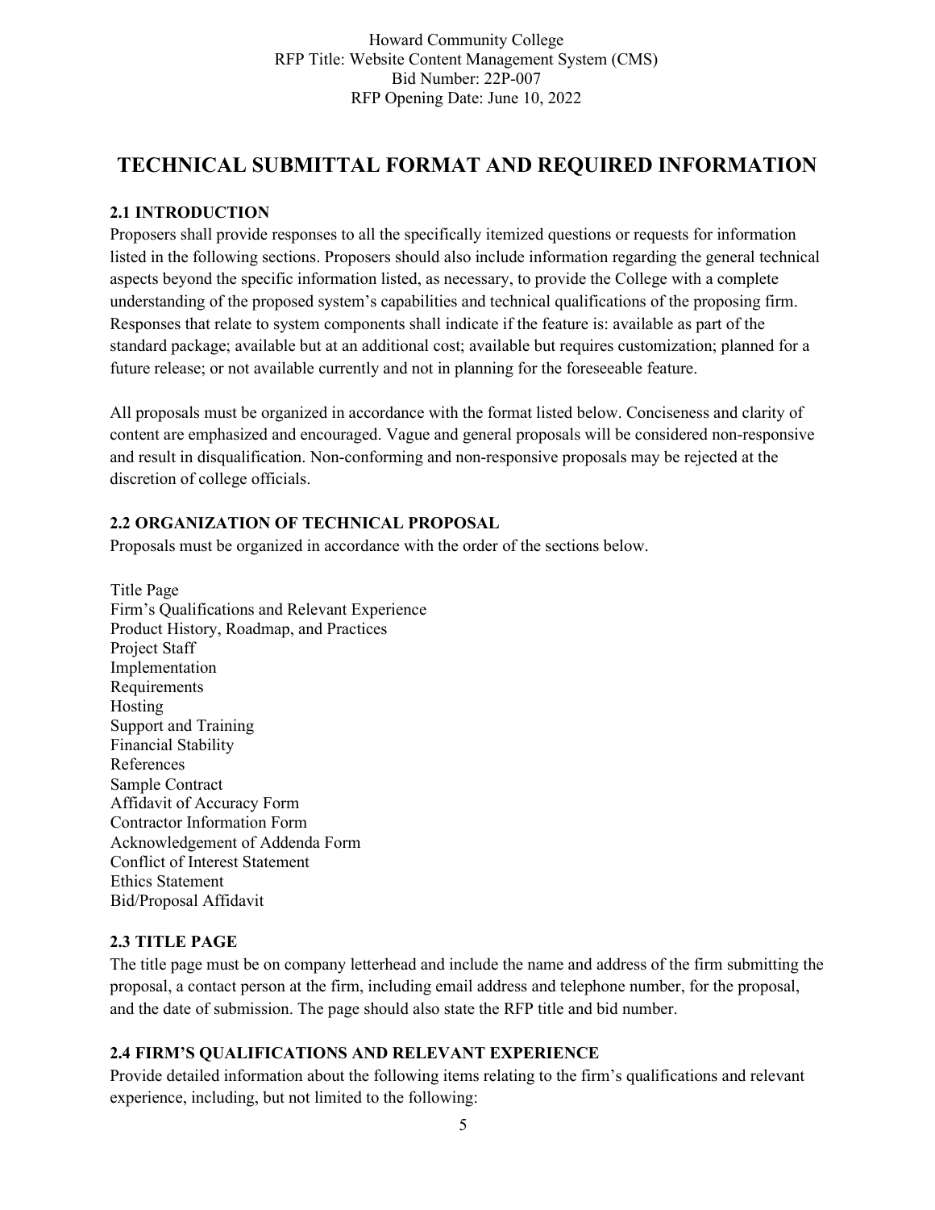# TECHNICAL SUBMITTAL FORMAT AND REQUIRED INFORMATION

### 2.1 INTRODUCTION

Proposers shall provide responses to all the specifically itemized questions or requests for information listed in the following sections. Proposers should also include information regarding the general technical aspects beyond the specific information listed, as necessary, to provide the College with a complete understanding of the proposed system's capabilities and technical qualifications of the proposing firm. Responses that relate to system components shall indicate if the feature is: available as part of the standard package; available but at an additional cost; available but requires customization; planned for a future release; or not available currently and not in planning for the foreseeable feature.

All proposals must be organized in accordance with the format listed below. Conciseness and clarity of content are emphasized and encouraged. Vague and general proposals will be considered non-responsive and result in disqualification. Non-conforming and non-responsive proposals may be rejected at the discretion of college officials.

### 2.2 ORGANIZATION OF TECHNICAL PROPOSAL

Proposals must be organized in accordance with the order of the sections below.

Title Page
Firm's Qualifications and Relevant Experience
Product History, Roadmap, and Practices
Project Staff
Implementation
Requirements
Hosting
Support and Training
Financial Stability
References
Sample Contract
Affidavit of Accuracy Form
Contractor Information Form
Acknowledgement of Addenda Form
Conflict of Interest Statement
Ethics Statement
Bid/Proposal Affidavit

### 2.3 TITLE PAGE

The title page must be on company letterhead and include the name and address of the firm submitting the proposal, a contact person at the firm, including email address and telephone number, for the proposal, and the date of submission. The page should also state the RFP title and bid number.

### 2.4 FIRM'S QUALIFICATIONS AND RELEVANT EXPERIENCE

Provide detailed information about the following items relating to the firm's qualifications and relevant experience, including, but not limited to the following: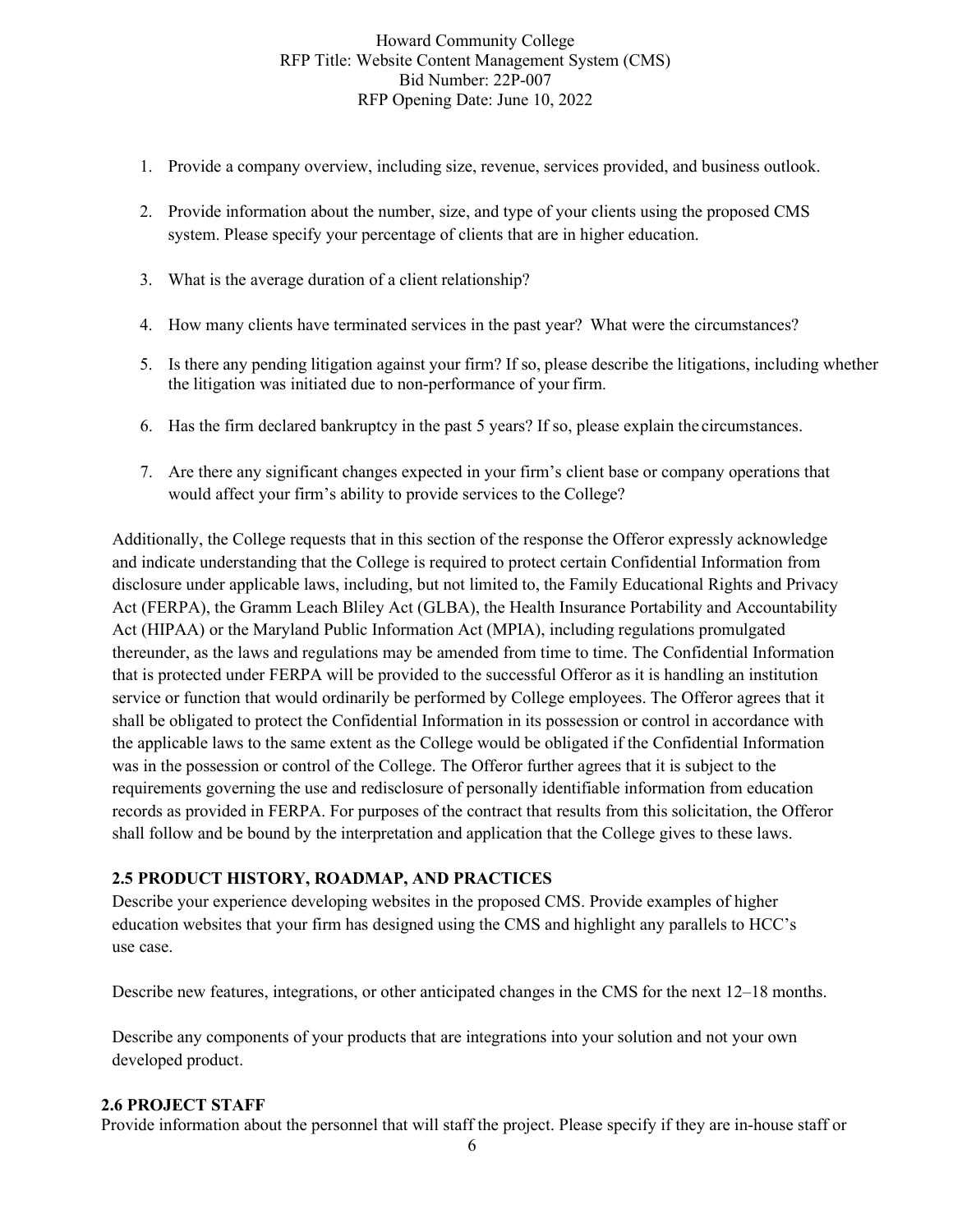1. Provide a company overview, including size, revenue, services provided, and business outlook.

2. Provide information about the number, size, and type of your clients using the proposed CMS system. Please specify your percentage of clients that are in higher education.

3. What is the average duration of a client relationship?

4. How many clients have terminated services in the past year? What were the circumstances?

5. Is there any pending litigation against your firm? If so, please describe the litigations, including whether the litigation was initiated due to non-performance of your firm.

6. Has the firm declared bankruptcy in the past 5 years? If so, please explain the circumstances.

7. Are there any significant changes expected in your firm's client base or company operations that would affect your firm's ability to provide services to the College?

Additionally, the College requests that in this section of the response the Offeror expressly acknowledge and indicate understanding that the College is required to protect certain Confidential Information from disclosure under applicable laws, including, but not limited to, the Family Educational Rights and Privacy Act (FERPA), the Gramm Leach Bliley Act (GLBA), the Health Insurance Portability and Accountability Act (HIPAA) or the Maryland Public Information Act (MPIA), including regulations promulgated thereunder, as the laws and regulations may be amended from time to time. The Confidential Information that is protected under FERPA will be provided to the successful Offeror as it is handling an institution service or function that would ordinarily be performed by College employees. The Offeror agrees that it shall be obligated to protect the Confidential Information in its possession or control in accordance with the applicable laws to the same extent as the College would be obligated if the Confidential Information was in the possession or control of the College. The Offeror further agrees that it is subject to the requirements governing the use and redisclosure of personally identifiable information from education records as provided in FERPA. For purposes of the contract that results from this solicitation, the Offeror shall follow and be bound by the interpretation and application that the College gives to these laws.

### 2.5 PRODUCT HISTORY, ROADMAP, AND PRACTICES

Describe your experience developing websites in the proposed CMS. Provide examples of higher education websites that your firm has designed using the CMS and highlight any parallels to HCC's use case.

Describe new features, integrations, or other anticipated changes in the CMS for the next 12–18 months.

Describe any components of your products that are integrations into your solution and not your own developed product.

### 2.6 PROJECT STAFF

Provide information about the personnel that will staff the project. Please specify if they are in-house staff or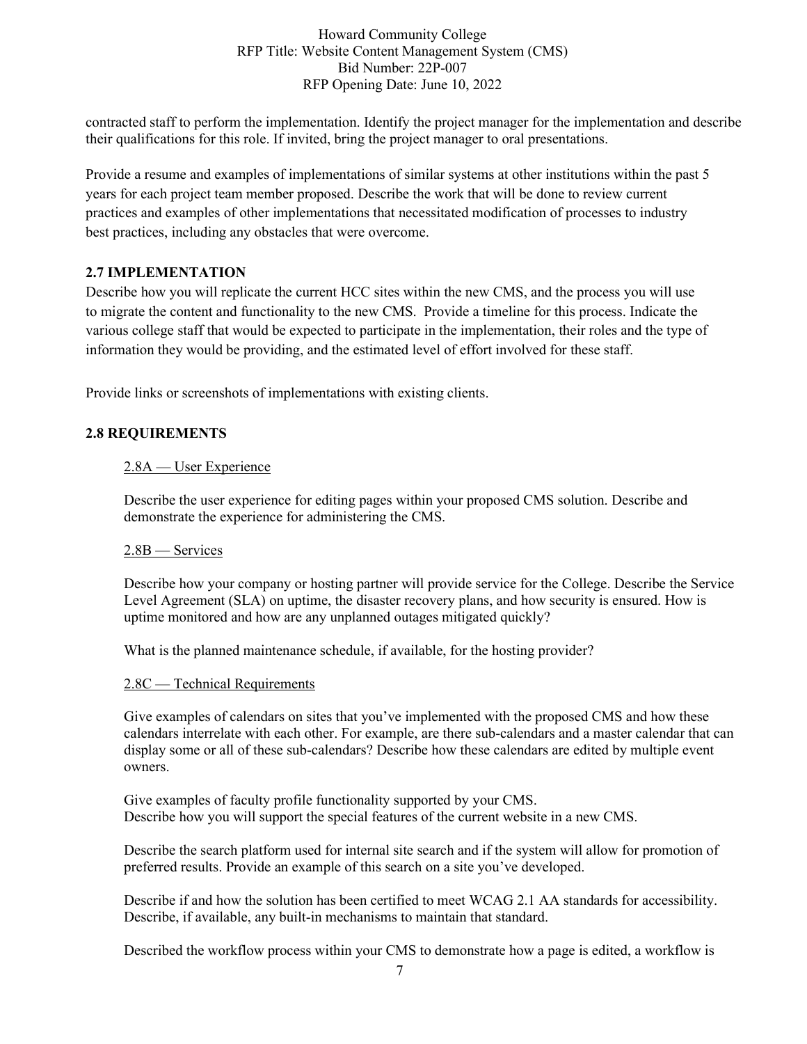contracted staff to perform the implementation. Identify the project manager for the implementation and describe their qualifications for this role. If invited, bring the project manager to oral presentations.

Provide a resume and examples of implementations of similar systems at other institutions within the past 5 years for each project team member proposed. Describe the work that will be done to review current practices and examples of other implementations that necessitated modification of processes to industry best practices, including any obstacles that were overcome.

## 2.7 IMPLEMENTATION

Describe how you will replicate the current HCC sites within the new CMS, and the process you will use to migrate the content and functionality to the new CMS. Provide a timeline for this process. Indicate the various college staff that would be expected to participate in the implementation, their roles and the type of information they would be providing, and the estimated level of effort involved for these staff.

Provide links or screenshots of implementations with existing clients.

## 2.8 REQUIREMENTS

### 2.8A — User Experience

Describe the user experience for editing pages within your proposed CMS solution. Describe and demonstrate the experience for administering the CMS.

### 2.8B — Services

Describe how your company or hosting partner will provide service for the College. Describe the Service Level Agreement (SLA) on uptime, the disaster recovery plans, and how security is ensured. How is uptime monitored and how are any unplanned outages mitigated quickly?

What is the planned maintenance schedule, if available, for the hosting provider?

### 2.8C — Technical Requirements

Give examples of calendars on sites that you've implemented with the proposed CMS and how these calendars interrelate with each other. For example, are there sub-calendars and a master calendar that can display some or all of these sub-calendars? Describe how these calendars are edited by multiple event owners.

Give examples of faculty profile functionality supported by your CMS.
Describe how you will support the special features of the current website in a new CMS.

Describe the search platform used for internal site search and if the system will allow for promotion of preferred results. Provide an example of this search on a site you've developed.

Describe if and how the solution has been certified to meet WCAG 2.1 AA standards for accessibility. Describe, if available, any built-in mechanisms to maintain that standard.

Described the workflow process within your CMS to demonstrate how a page is edited, a workflow is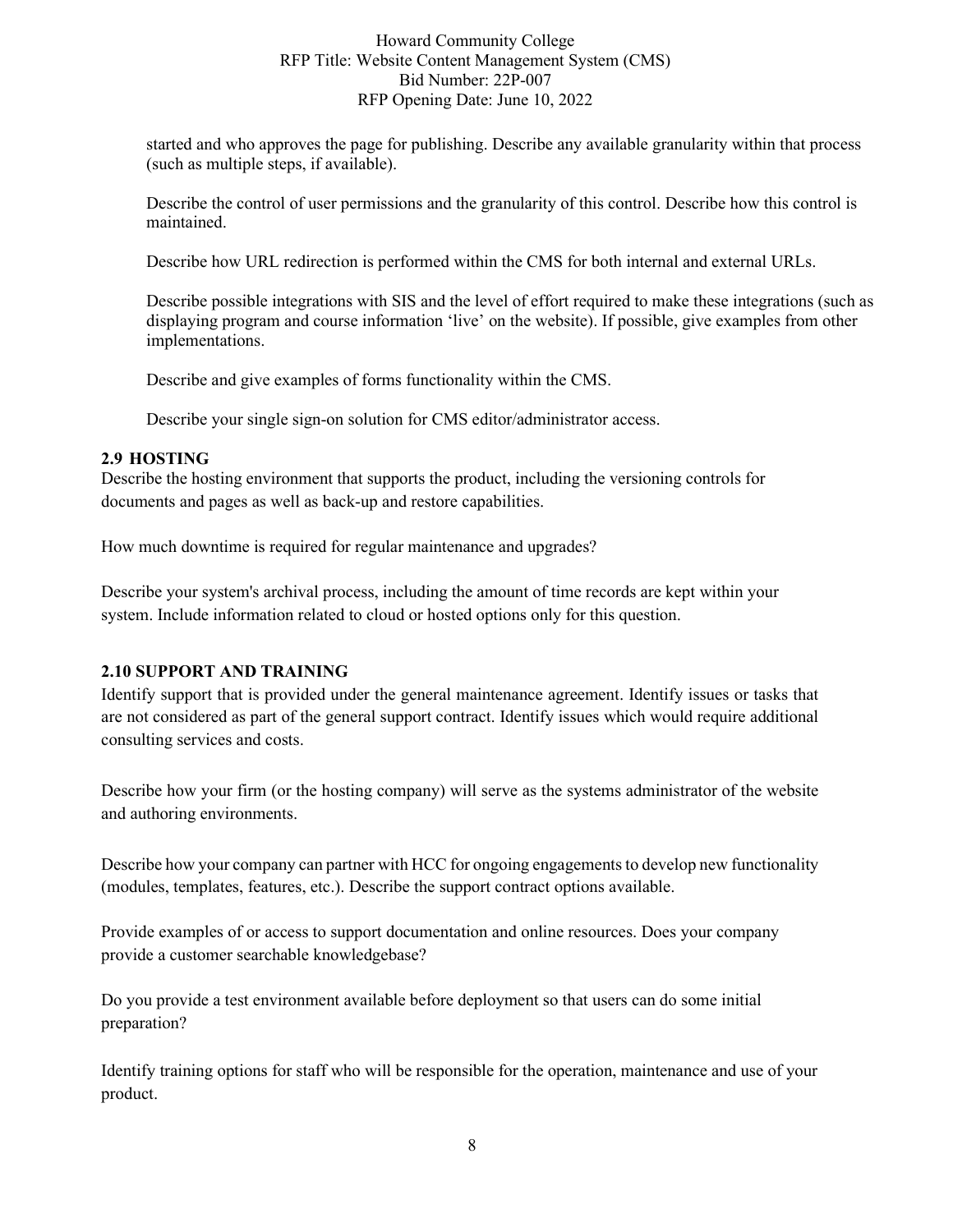started and who approves the page for publishing. Describe any available granularity within that process (such as multiple steps, if available).

Describe the control of user permissions and the granularity of this control. Describe how this control is maintained.

Describe how URL redirection is performed within the CMS for both internal and external URLs.

Describe possible integrations with SIS and the level of effort required to make these integrations (such as displaying program and course information 'live' on the website). If possible, give examples from other implementations.

Describe and give examples of forms functionality within the CMS.

Describe your single sign-on solution for CMS editor/administrator access.

### 2.9 HOSTING

Describe the hosting environment that supports the product, including the versioning controls for documents and pages as well as back-up and restore capabilities.

How much downtime is required for regular maintenance and upgrades?

Describe your system's archival process, including the amount of time records are kept within your system. Include information related to cloud or hosted options only for this question.

### 2.10 SUPPORT AND TRAINING

Identify support that is provided under the general maintenance agreement. Identify issues or tasks that are not considered as part of the general support contract. Identify issues which would require additional consulting services and costs.

Describe how your firm (or the hosting company) will serve as the systems administrator of the website and authoring environments.

Describe how your company can partner with HCC for ongoing engagements to develop new functionality (modules, templates, features, etc.). Describe the support contract options available.

Provide examples of or access to support documentation and online resources. Does your company provide a customer searchable knowledgebase?

Do you provide a test environment available before deployment so that users can do some initial preparation?

Identify training options for staff who will be responsible for the operation, maintenance and use of your product.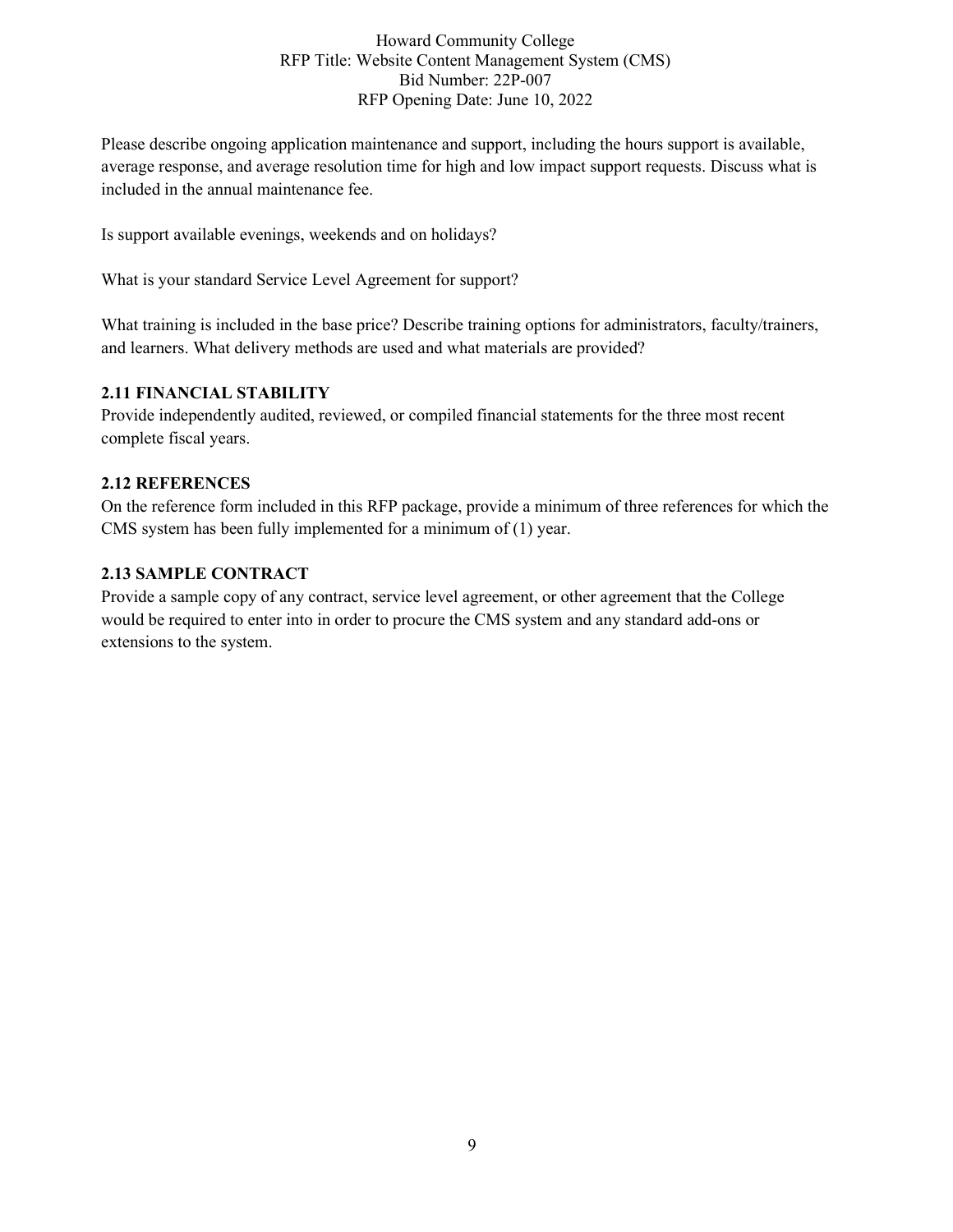Please describe ongoing application maintenance and support, including the hours support is available, average response, and average resolution time for high and low impact support requests. Discuss what is included in the annual maintenance fee.

Is support available evenings, weekends and on holidays?

What is your standard Service Level Agreement for support?

What training is included in the base price? Describe training options for administrators, faculty/trainers, and learners. What delivery methods are used and what materials are provided?

### 2.11 FINANCIAL STABILITY

Provide independently audited, reviewed, or compiled financial statements for the three most recent complete fiscal years.

### 2.12 REFERENCES

On the reference form included in this RFP package, provide a minimum of three references for which the CMS system has been fully implemented for a minimum of (1) year.

### 2.13 SAMPLE CONTRACT

Provide a sample copy of any contract, service level agreement, or other agreement that the College would be required to enter into in order to procure the CMS system and any standard add-ons or extensions to the system.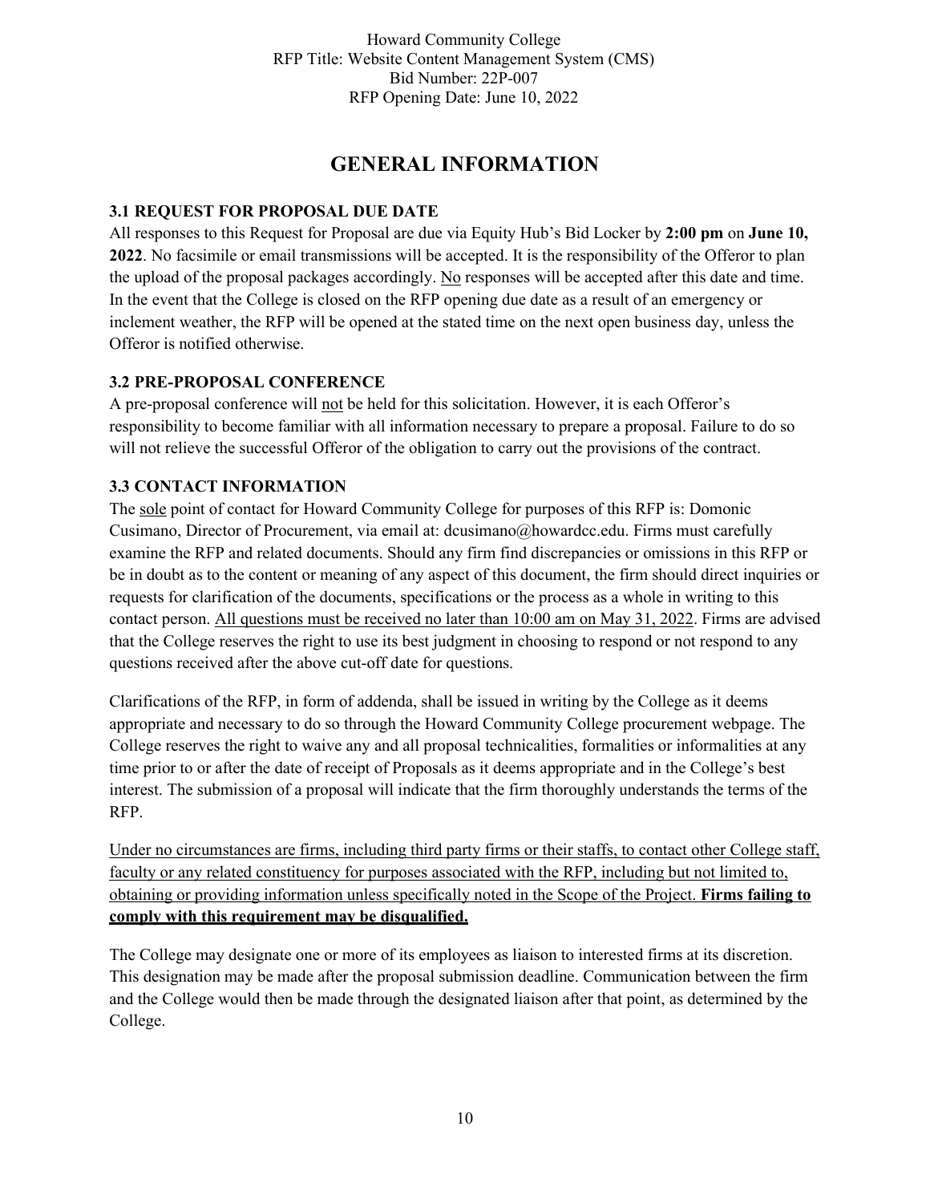# GENERAL INFORMATION

### 3.1 REQUEST FOR PROPOSAL DUE DATE

All responses to this Request for Proposal are due via Equity Hub's Bid Locker by **2:00 pm** on **June 10, 2022**. No facsimile or email transmissions will be accepted. It is the responsibility of the Offeror to plan the upload of the proposal packages accordingly. <u>No</u> responses will be accepted after this date and time. In the event that the College is closed on the RFP opening due date as a result of an emergency or inclement weather, the RFP will be opened at the stated time on the next open business day, unless the Offeror is notified otherwise.

### 3.2 PRE-PROPOSAL CONFERENCE

A pre-proposal conference will <u>not</u> be held for this solicitation. However, it is each Offeror's responsibility to become familiar with all information necessary to prepare a proposal. Failure to do so will not relieve the successful Offeror of the obligation to carry out the provisions of the contract.

### 3.3 CONTACT INFORMATION

The <u>sole</u> point of contact for Howard Community College for purposes of this RFP is: Domonic Cusimano, Director of Procurement, via email at: dcusimano@howardcc.edu. Firms must carefully examine the RFP and related documents. Should any firm find discrepancies or omissions in this RFP or be in doubt as to the content or meaning of any aspect of this document, the firm should direct inquiries or requests for clarification of the documents, specifications or the process as a whole in writing to this contact person. <u>All questions must be received no later than 10:00 am on May 31, 2022</u>. Firms are advised that the College reserves the right to use its best judgment in choosing to respond or not respond to any questions received after the above cut-off date for questions.

Clarifications of the RFP, in form of addenda, shall be issued in writing by the College as it deems appropriate and necessary to do so through the Howard Community College procurement webpage. The College reserves the right to waive any and all proposal technicalities, formalities or informalities at any time prior to or after the date of receipt of Proposals as it deems appropriate and in the College's best interest. The submission of a proposal will indicate that the firm thoroughly understands the terms of the RFP.

<u>Under no circumstances are firms, including third party firms or their staffs, to contact other College staff, faculty or any related constituency for purposes associated with the RFP, including but not limited to, obtaining or providing information unless specifically noted in the Scope of the Project.</u> <u>**Firms failing to comply with this requirement may be disqualified.**</u>

The College may designate one or more of its employees as liaison to interested firms at its discretion. This designation may be made after the proposal submission deadline. Communication between the firm and the College would then be made through the designated liaison after that point, as determined by the College.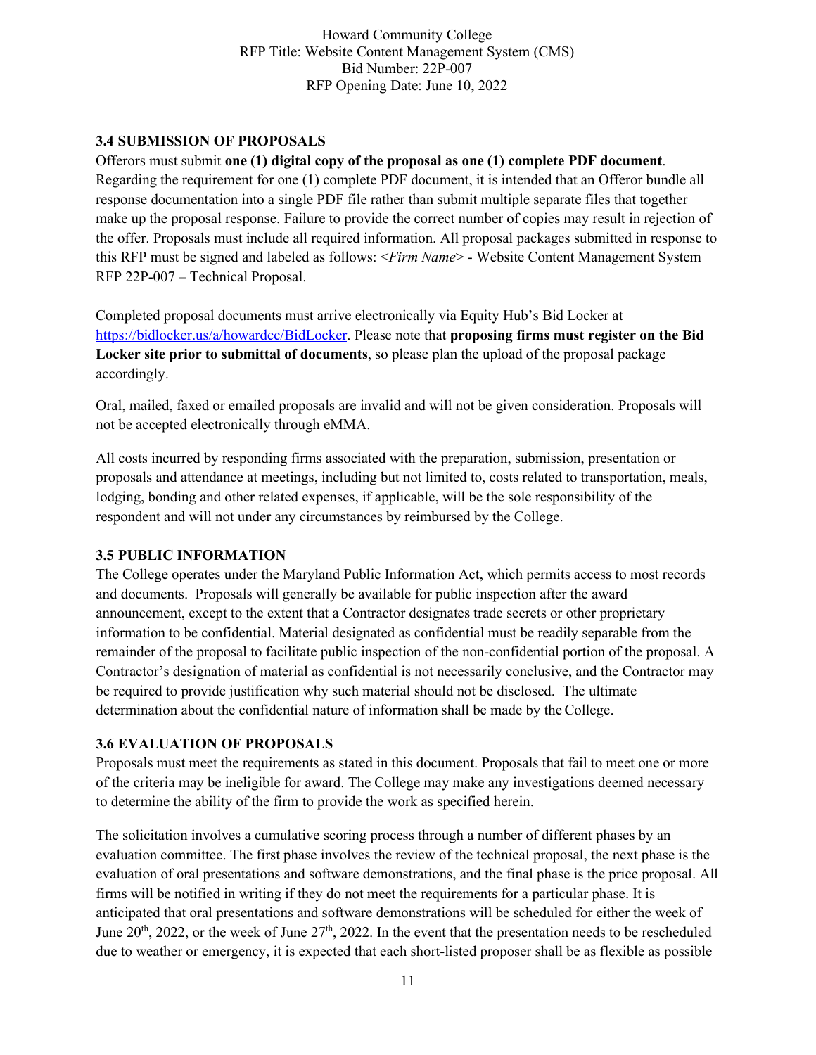### 3.4 SUBMISSION OF PROPOSALS

Offerors must submit **one (1) digital copy of the proposal as one (1) complete PDF document**. Regarding the requirement for one (1) complete PDF document, it is intended that an Offeror bundle all response documentation into a single PDF file rather than submit multiple separate files that together make up the proposal response. Failure to provide the correct number of copies may result in rejection of the offer. Proposals must include all required information. All proposal packages submitted in response to this RFP must be signed and labeled as follows: <*Firm Name*> - Website Content Management System RFP 22P-007 – Technical Proposal.

Completed proposal documents must arrive electronically via Equity Hub's Bid Locker at https://bidlocker.us/a/howardcc/BidLocker. Please note that **proposing firms must register on the Bid Locker site prior to submittal of documents**, so please plan the upload of the proposal package accordingly.

Oral, mailed, faxed or emailed proposals are invalid and will not be given consideration. Proposals will not be accepted electronically through eMMA.

All costs incurred by responding firms associated with the preparation, submission, presentation or proposals and attendance at meetings, including but not limited to, costs related to transportation, meals, lodging, bonding and other related expenses, if applicable, will be the sole responsibility of the respondent and will not under any circumstances by reimbursed by the College.

### 3.5 PUBLIC INFORMATION

The College operates under the Maryland Public Information Act, which permits access to most records and documents. Proposals will generally be available for public inspection after the award announcement, except to the extent that a Contractor designates trade secrets or other proprietary information to be confidential. Material designated as confidential must be readily separable from the remainder of the proposal to facilitate public inspection of the non-confidential portion of the proposal. A Contractor's designation of material as confidential is not necessarily conclusive, and the Contractor may be required to provide justification why such material should not be disclosed. The ultimate determination about the confidential nature of information shall be made by the College.

### 3.6 EVALUATION OF PROPOSALS

Proposals must meet the requirements as stated in this document. Proposals that fail to meet one or more of the criteria may be ineligible for award. The College may make any investigations deemed necessary to determine the ability of the firm to provide the work as specified herein.

The solicitation involves a cumulative scoring process through a number of different phases by an evaluation committee. The first phase involves the review of the technical proposal, the next phase is the evaluation of oral presentations and software demonstrations, and the final phase is the price proposal. All firms will be notified in writing if they do not meet the requirements for a particular phase. It is anticipated that oral presentations and software demonstrations will be scheduled for either the week of June 20th, 2022, or the week of June 27th, 2022. In the event that the presentation needs to be rescheduled due to weather or emergency, it is expected that each short-listed proposer shall be as flexible as possible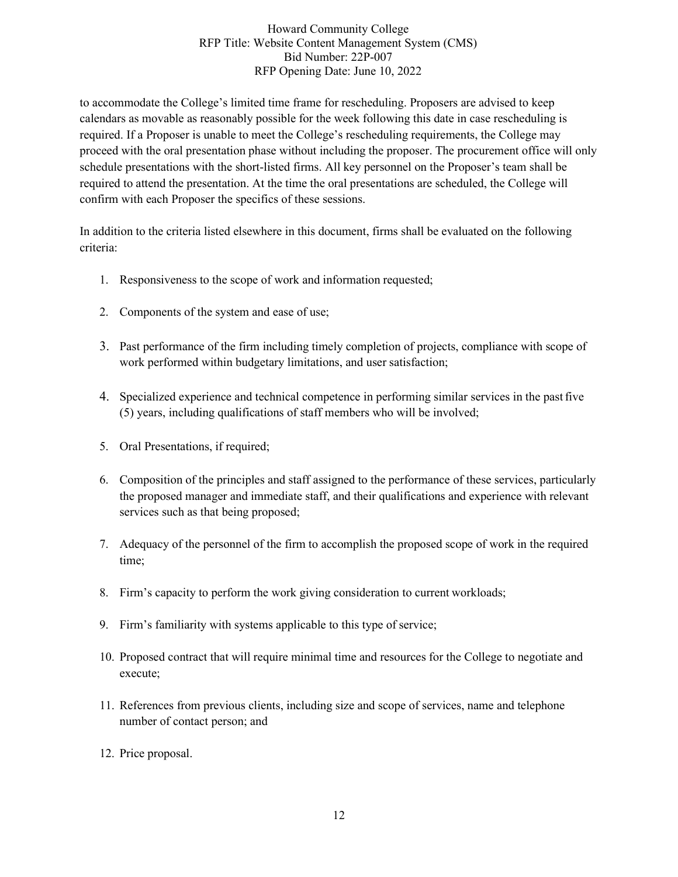to accommodate the College's limited time frame for rescheduling. Proposers are advised to keep calendars as movable as reasonably possible for the week following this date in case rescheduling is required. If a Proposer is unable to meet the College's rescheduling requirements, the College may proceed with the oral presentation phase without including the proposer. The procurement office will only schedule presentations with the short-listed firms. All key personnel on the Proposer's team shall be required to attend the presentation. At the time the oral presentations are scheduled, the College will confirm with each Proposer the specifics of these sessions.

In addition to the criteria listed elsewhere in this document, firms shall be evaluated on the following criteria:

1. Responsiveness to the scope of work and information requested;
2. Components of the system and ease of use;
3. Past performance of the firm including timely completion of projects, compliance with scope of work performed within budgetary limitations, and user satisfaction;
4. Specialized experience and technical competence in performing similar services in the past five (5) years, including qualifications of staff members who will be involved;
5. Oral Presentations, if required;
6. Composition of the principles and staff assigned to the performance of these services, particularly the proposed manager and immediate staff, and their qualifications and experience with relevant services such as that being proposed;
7. Adequacy of the personnel of the firm to accomplish the proposed scope of work in the required time;
8. Firm's capacity to perform the work giving consideration to current workloads;
9. Firm's familiarity with systems applicable to this type of service;
10. Proposed contract that will require minimal time and resources for the College to negotiate and execute;
11. References from previous clients, including size and scope of services, name and telephone number of contact person; and
12. Price proposal.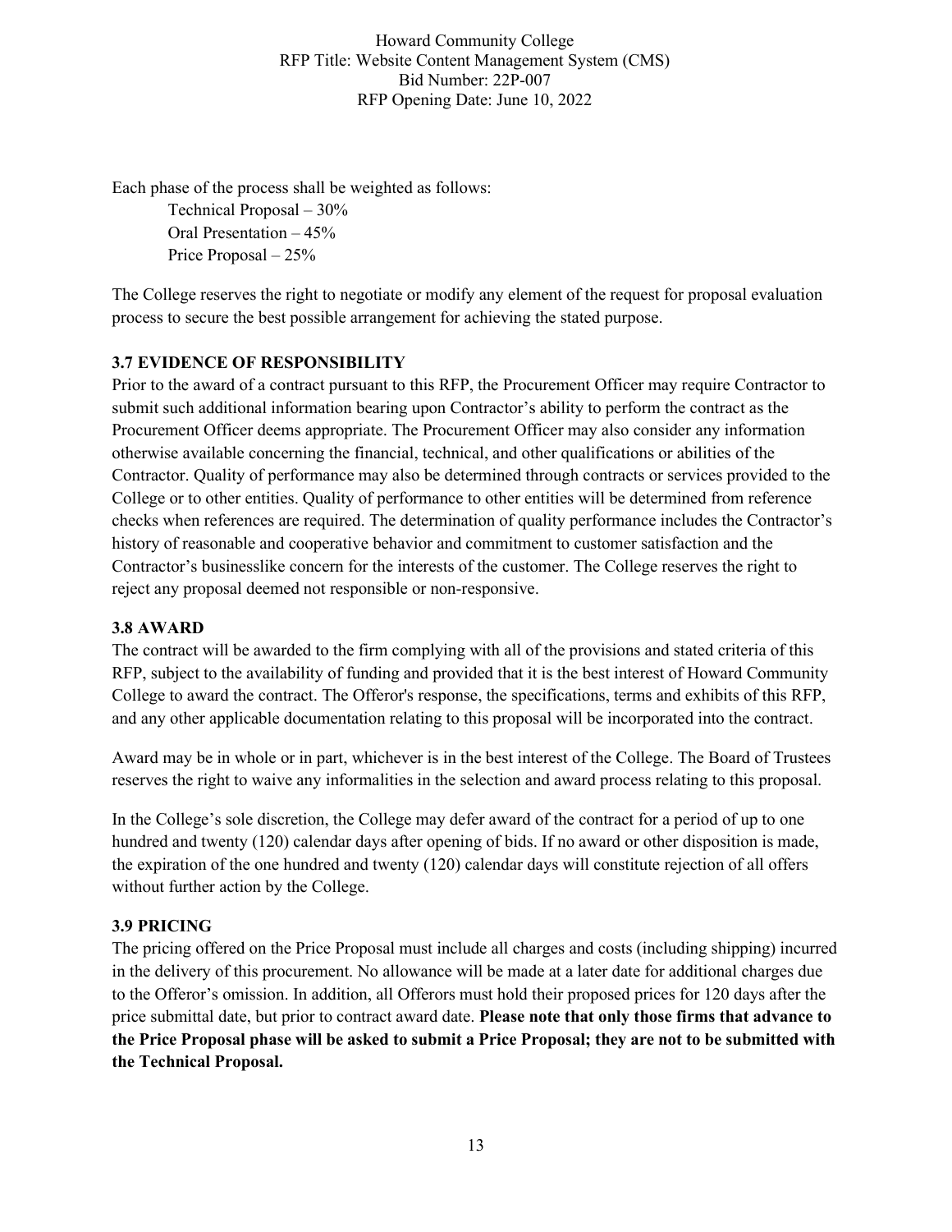Each phase of the process shall be weighted as follows:

- Technical Proposal – 30%
- Oral Presentation – 45%
- Price Proposal – 25%

The College reserves the right to negotiate or modify any element of the request for proposal evaluation process to secure the best possible arrangement for achieving the stated purpose.

### 3.7 EVIDENCE OF RESPONSIBILITY

Prior to the award of a contract pursuant to this RFP, the Procurement Officer may require Contractor to submit such additional information bearing upon Contractor's ability to perform the contract as the Procurement Officer deems appropriate. The Procurement Officer may also consider any information otherwise available concerning the financial, technical, and other qualifications or abilities of the Contractor. Quality of performance may also be determined through contracts or services provided to the College or to other entities. Quality of performance to other entities will be determined from reference checks when references are required. The determination of quality performance includes the Contractor's history of reasonable and cooperative behavior and commitment to customer satisfaction and the Contractor's businesslike concern for the interests of the customer. The College reserves the right to reject any proposal deemed not responsible or non-responsive.

### 3.8 AWARD

The contract will be awarded to the firm complying with all of the provisions and stated criteria of this RFP, subject to the availability of funding and provided that it is the best interest of Howard Community College to award the contract. The Offeror's response, the specifications, terms and exhibits of this RFP, and any other applicable documentation relating to this proposal will be incorporated into the contract.

Award may be in whole or in part, whichever is in the best interest of the College. The Board of Trustees reserves the right to waive any informalities in the selection and award process relating to this proposal.

In the College's sole discretion, the College may defer award of the contract for a period of up to one hundred and twenty (120) calendar days after opening of bids. If no award or other disposition is made, the expiration of the one hundred and twenty (120) calendar days will constitute rejection of all offers without further action by the College.

### 3.9 PRICING

The pricing offered on the Price Proposal must include all charges and costs (including shipping) incurred in the delivery of this procurement. No allowance will be made at a later date for additional charges due to the Offeror's omission. In addition, all Offerors must hold their proposed prices for 120 days after the price submittal date, but prior to contract award date. **Please note that only those firms that advance to the Price Proposal phase will be asked to submit a Price Proposal; they are not to be submitted with the Technical Proposal.**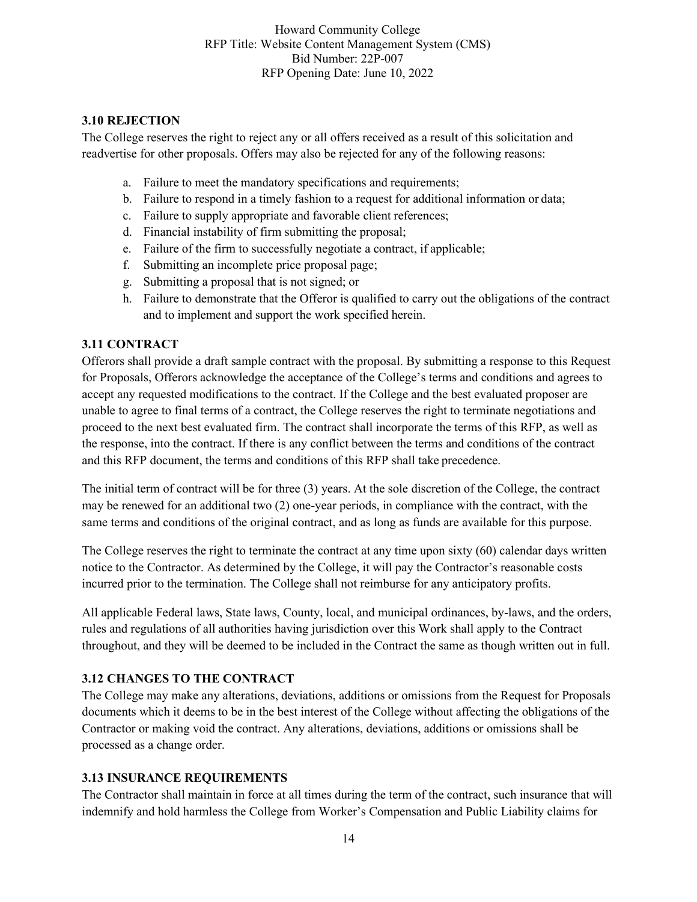### 3.10 REJECTION

The College reserves the right to reject any or all offers received as a result of this solicitation and readvertise for other proposals. Offers may also be rejected for any of the following reasons:

a. Failure to meet the mandatory specifications and requirements;
b. Failure to respond in a timely fashion to a request for additional information or data;
c. Failure to supply appropriate and favorable client references;
d. Financial instability of firm submitting the proposal;
e. Failure of the firm to successfully negotiate a contract, if applicable;
f. Submitting an incomplete price proposal page;
g. Submitting a proposal that is not signed; or
h. Failure to demonstrate that the Offeror is qualified to carry out the obligations of the contract and to implement and support the work specified herein.

### 3.11 CONTRACT

Offerors shall provide a draft sample contract with the proposal. By submitting a response to this Request for Proposals, Offerors acknowledge the acceptance of the College's terms and conditions and agrees to accept any requested modifications to the contract. If the College and the best evaluated proposer are unable to agree to final terms of a contract, the College reserves the right to terminate negotiations and proceed to the next best evaluated firm. The contract shall incorporate the terms of this RFP, as well as the response, into the contract. If there is any conflict between the terms and conditions of the contract and this RFP document, the terms and conditions of this RFP shall take precedence.

The initial term of contract will be for three (3) years. At the sole discretion of the College, the contract may be renewed for an additional two (2) one-year periods, in compliance with the contract, with the same terms and conditions of the original contract, and as long as funds are available for this purpose.

The College reserves the right to terminate the contract at any time upon sixty (60) calendar days written notice to the Contractor. As determined by the College, it will pay the Contractor's reasonable costs incurred prior to the termination. The College shall not reimburse for any anticipatory profits.

All applicable Federal laws, State laws, County, local, and municipal ordinances, by-laws, and the orders, rules and regulations of all authorities having jurisdiction over this Work shall apply to the Contract throughout, and they will be deemed to be included in the Contract the same as though written out in full.

### 3.12 CHANGES TO THE CONTRACT

The College may make any alterations, deviations, additions or omissions from the Request for Proposals documents which it deems to be in the best interest of the College without affecting the obligations of the Contractor or making void the contract. Any alterations, deviations, additions or omissions shall be processed as a change order.

### 3.13 INSURANCE REQUIREMENTS

The Contractor shall maintain in force at all times during the term of the contract, such insurance that will indemnify and hold harmless the College from Worker's Compensation and Public Liability claims for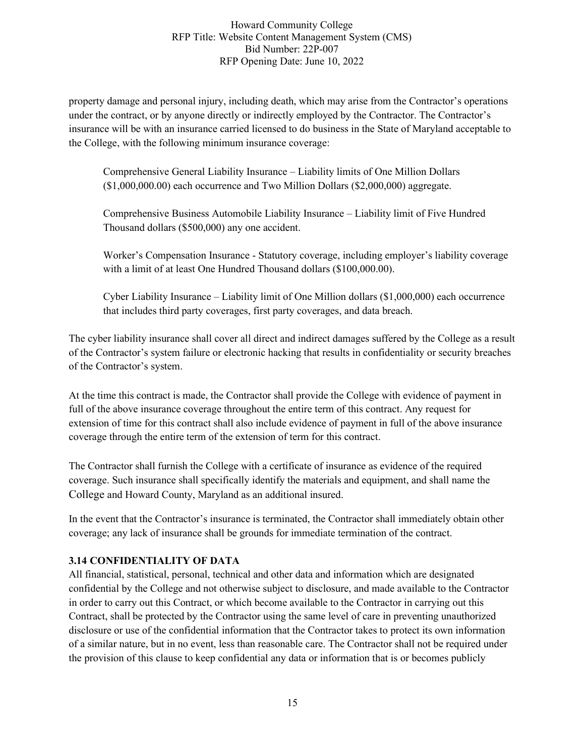property damage and personal injury, including death, which may arise from the Contractor's operations under the contract, or by anyone directly or indirectly employed by the Contractor. The Contractor's insurance will be with an insurance carried licensed to do business in the State of Maryland acceptable to the College, with the following minimum insurance coverage:

> Comprehensive General Liability Insurance – Liability limits of One Million Dollars ($1,000,000.00) each occurrence and Two Million Dollars ($2,000,000) aggregate.
>
> Comprehensive Business Automobile Liability Insurance – Liability limit of Five Hundred Thousand dollars ($500,000) any one accident.
>
> Worker's Compensation Insurance - Statutory coverage, including employer's liability coverage with a limit of at least One Hundred Thousand dollars ($100,000.00).
>
> Cyber Liability Insurance – Liability limit of One Million dollars ($1,000,000) each occurrence that includes third party coverages, first party coverages, and data breach.

The cyber liability insurance shall cover all direct and indirect damages suffered by the College as a result of the Contractor's system failure or electronic hacking that results in confidentiality or security breaches of the Contractor's system.

At the time this contract is made, the Contractor shall provide the College with evidence of payment in full of the above insurance coverage throughout the entire term of this contract. Any request for extension of time for this contract shall also include evidence of payment in full of the above insurance coverage through the entire term of the extension of term for this contract.

The Contractor shall furnish the College with a certificate of insurance as evidence of the required coverage. Such insurance shall specifically identify the materials and equipment, and shall name the College and Howard County, Maryland as an additional insured.

In the event that the Contractor's insurance is terminated, the Contractor shall immediately obtain other coverage; any lack of insurance shall be grounds for immediate termination of the contract.

### 3.14 CONFIDENTIALITY OF DATA

All financial, statistical, personal, technical and other data and information which are designated confidential by the College and not otherwise subject to disclosure, and made available to the Contractor in order to carry out this Contract, or which become available to the Contractor in carrying out this Contract, shall be protected by the Contractor using the same level of care in preventing unauthorized disclosure or use of the confidential information that the Contractor takes to protect its own information of a similar nature, but in no event, less than reasonable care. The Contractor shall not be required under the provision of this clause to keep confidential any data or information that is or becomes publicly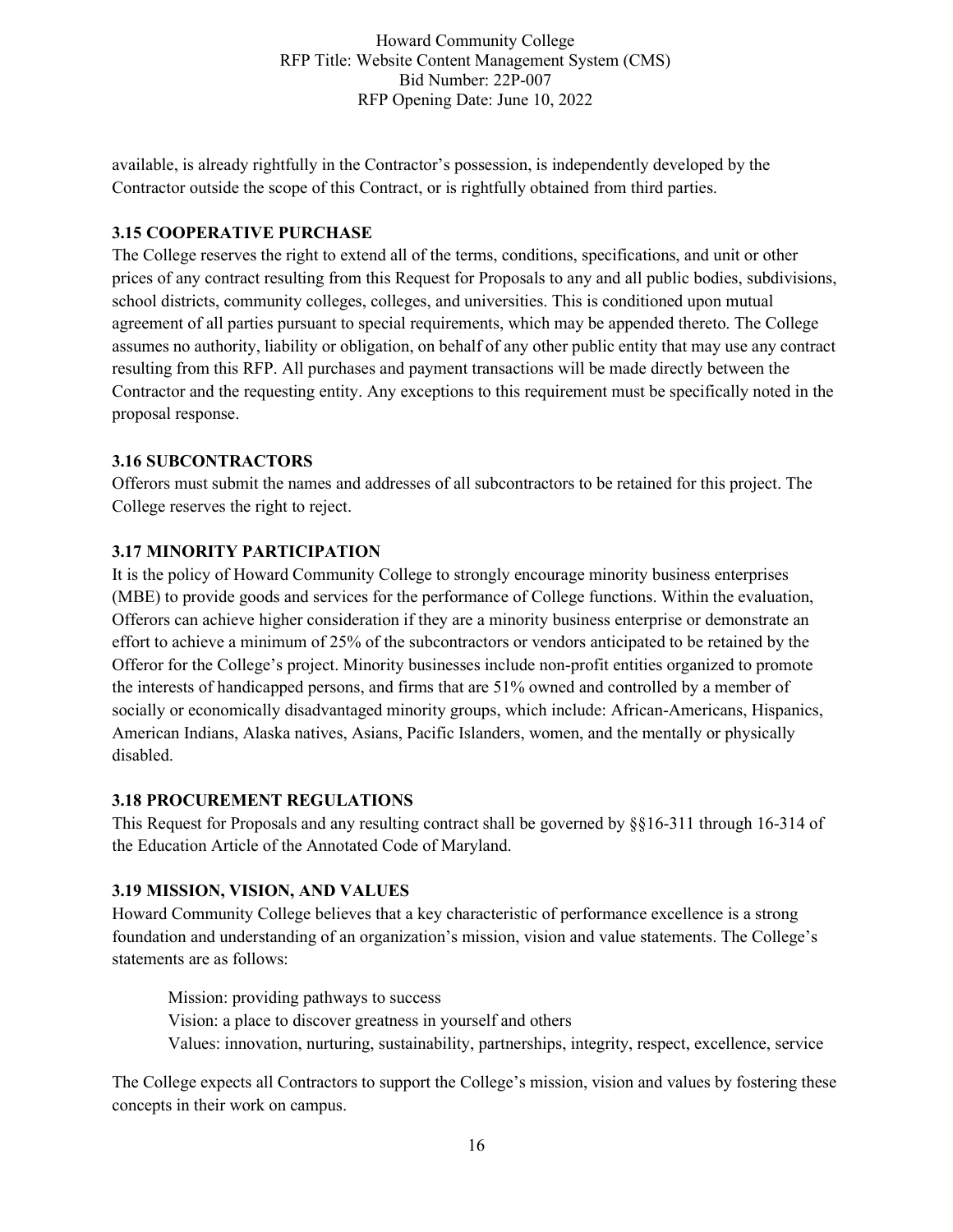available, is already rightfully in the Contractor's possession, is independently developed by the Contractor outside the scope of this Contract, or is rightfully obtained from third parties.

### 3.15 COOPERATIVE PURCHASE

The College reserves the right to extend all of the terms, conditions, specifications, and unit or other prices of any contract resulting from this Request for Proposals to any and all public bodies, subdivisions, school districts, community colleges, colleges, and universities. This is conditioned upon mutual agreement of all parties pursuant to special requirements, which may be appended thereto. The College assumes no authority, liability or obligation, on behalf of any other public entity that may use any contract resulting from this RFP. All purchases and payment transactions will be made directly between the Contractor and the requesting entity. Any exceptions to this requirement must be specifically noted in the proposal response.

### 3.16 SUBCONTRACTORS

Offerors must submit the names and addresses of all subcontractors to be retained for this project. The College reserves the right to reject.

### 3.17 MINORITY PARTICIPATION

It is the policy of Howard Community College to strongly encourage minority business enterprises (MBE) to provide goods and services for the performance of College functions. Within the evaluation, Offerors can achieve higher consideration if they are a minority business enterprise or demonstrate an effort to achieve a minimum of 25% of the subcontractors or vendors anticipated to be retained by the Offeror for the College's project. Minority businesses include non-profit entities organized to promote the interests of handicapped persons, and firms that are 51% owned and controlled by a member of socially or economically disadvantaged minority groups, which include: African-Americans, Hispanics, American Indians, Alaska natives, Asians, Pacific Islanders, women, and the mentally or physically disabled.

### 3.18 PROCUREMENT REGULATIONS

This Request for Proposals and any resulting contract shall be governed by §§16-311 through 16-314 of the Education Article of the Annotated Code of Maryland.

### 3.19 MISSION, VISION, AND VALUES

Howard Community College believes that a key characteristic of performance excellence is a strong foundation and understanding of an organization's mission, vision and value statements. The College's statements are as follows:

> Mission: providing pathways to success
> Vision: a place to discover greatness in yourself and others
> Values: innovation, nurturing, sustainability, partnerships, integrity, respect, excellence, service

The College expects all Contractors to support the College's mission, vision and values by fostering these concepts in their work on campus.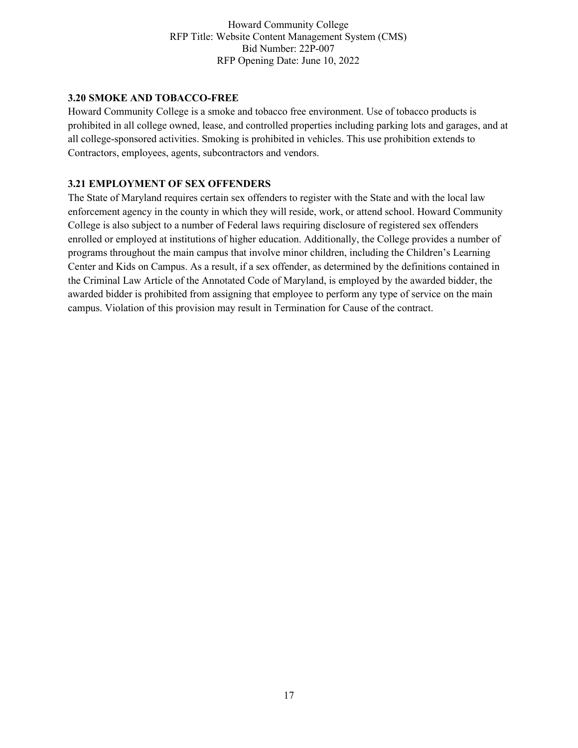### 3.20 SMOKE AND TOBACCO-FREE

Howard Community College is a smoke and tobacco free environment. Use of tobacco products is prohibited in all college owned, lease, and controlled properties including parking lots and garages, and at all college-sponsored activities. Smoking is prohibited in vehicles. This use prohibition extends to Contractors, employees, agents, subcontractors and vendors.

### 3.21 EMPLOYMENT OF SEX OFFENDERS

The State of Maryland requires certain sex offenders to register with the State and with the local law enforcement agency in the county in which they will reside, work, or attend school. Howard Community College is also subject to a number of Federal laws requiring disclosure of registered sex offenders enrolled or employed at institutions of higher education. Additionally, the College provides a number of programs throughout the main campus that involve minor children, including the Children's Learning Center and Kids on Campus. As a result, if a sex offender, as determined by the definitions contained in the Criminal Law Article of the Annotated Code of Maryland, is employed by the awarded bidder, the awarded bidder is prohibited from assigning that employee to perform any type of service on the main campus. Violation of this provision may result in Termination for Cause of the contract.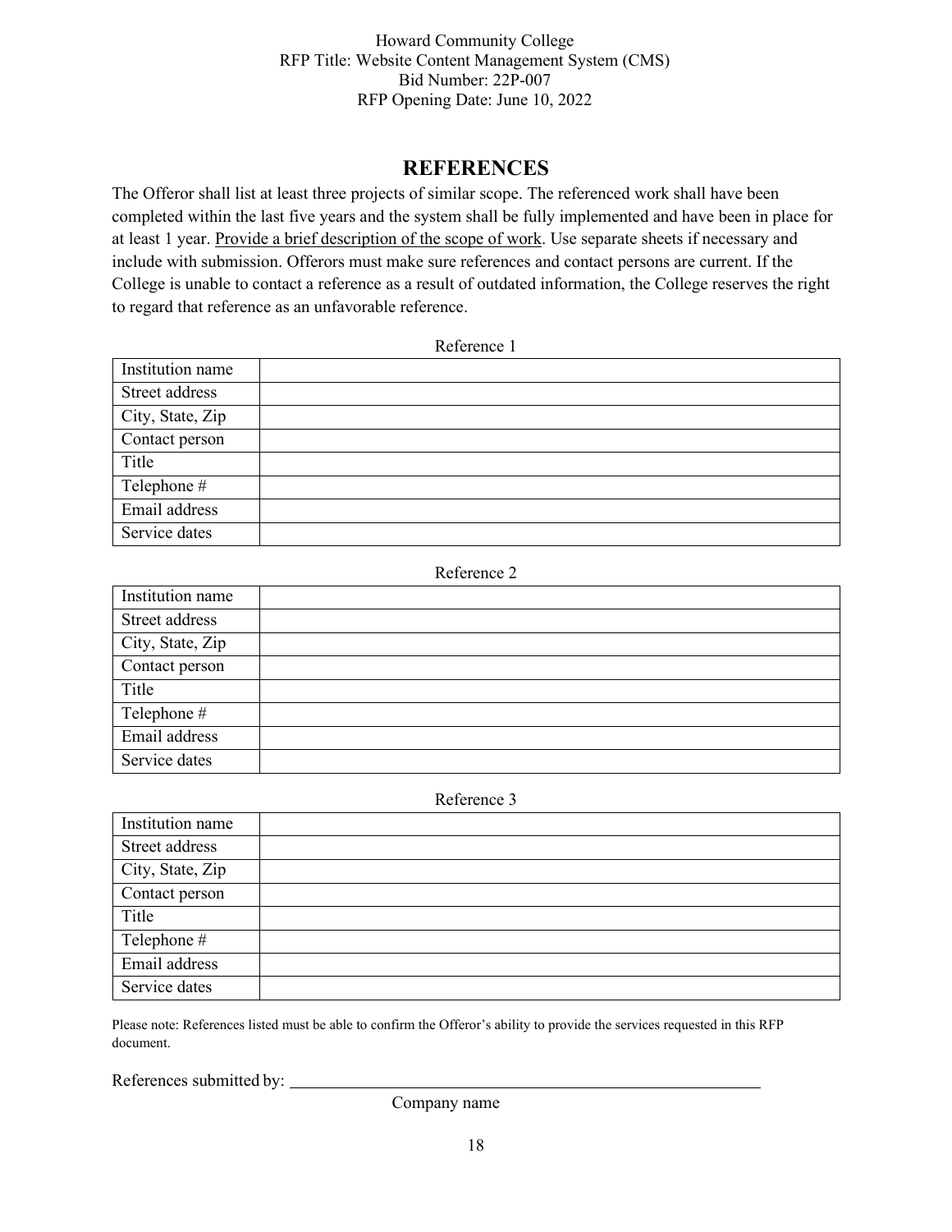Howard Community College
RFP Title: Website Content Management System (CMS)
Bid Number: 22P-007
RFP Opening Date: June 10, 2022

## REFERENCES

The Offeror shall list at least three projects of similar scope. The referenced work shall have been completed within the last five years and the system shall be fully implemented and have been in place for at least 1 year. Provide a brief description of the scope of work. Use separate sheets if necessary and include with submission. Offerors must make sure references and contact persons are current. If the College is unable to contact a reference as a result of outdated information, the College reserves the right to regard that reference as an unfavorable reference.

Reference 1

| | |
|---|---|
| Institution name | |
| Street address | |
| City, State, Zip | |
| Contact person | |
| Title | |
| Telephone # | |
| Email address | |
| Service dates | |

Reference 2

| | |
|---|---|
| Institution name | |
| Street address | |
| City, State, Zip | |
| Contact person | |
| Title | |
| Telephone # | |
| Email address | |
| Service dates | |

Reference 3

| | |
|---|---|
| Institution name | |
| Street address | |
| City, State, Zip | |
| Contact person | |
| Title | |
| Telephone # | |
| Email address | |
| Service dates | |

Please note: References listed must be able to confirm the Offeror's ability to provide the services requested in this RFP document.

References submitted by: ____________________________________________

Company name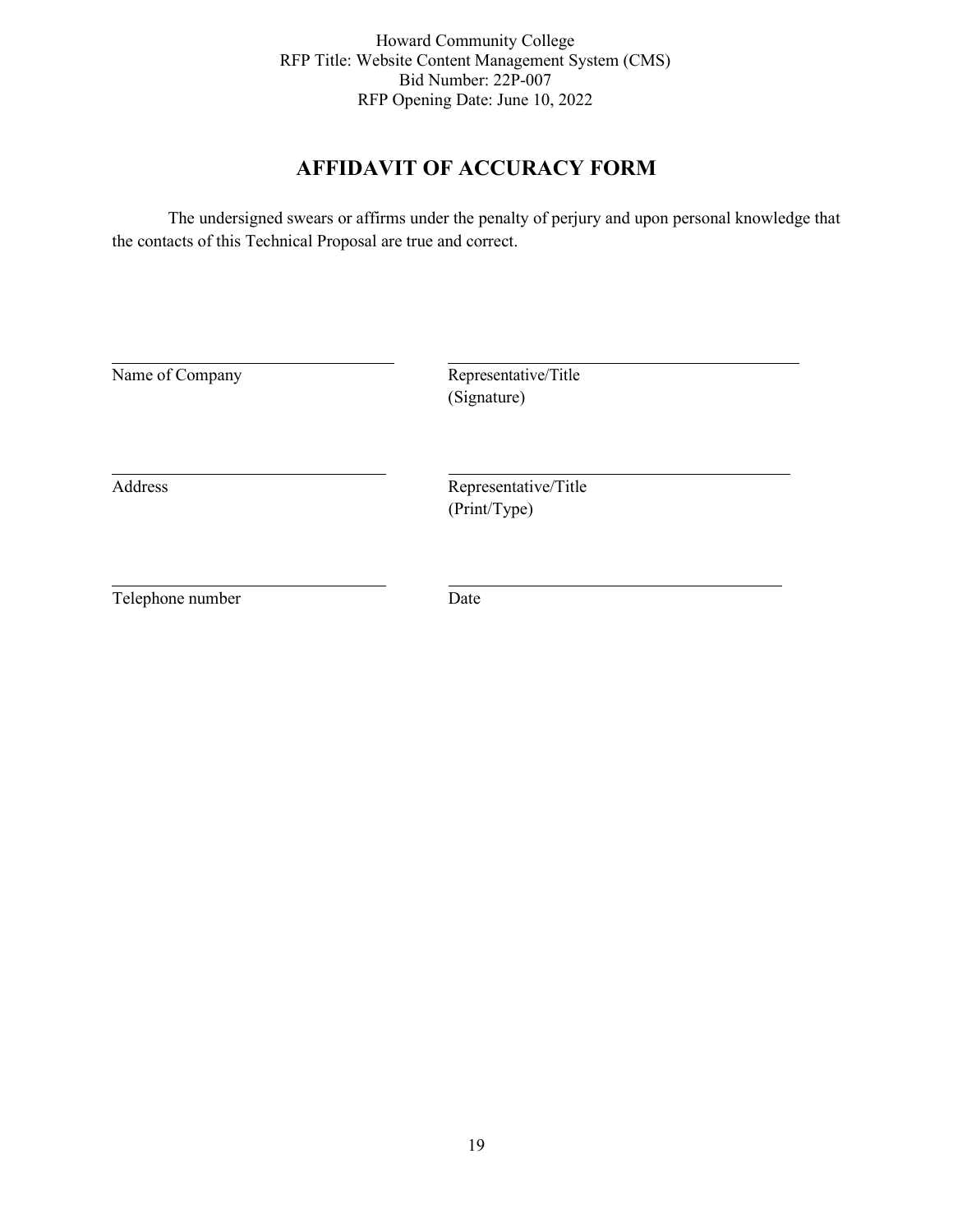Howard Community College
RFP Title: Website Content Management System (CMS)
Bid Number: 22P-007
RFP Opening Date: June 10, 2022

# AFFIDAVIT OF ACCURACY FORM

The undersigned swears or affirms under the penalty of perjury and upon personal knowledge that the contacts of this Technical Proposal are true and correct.

| | |
|---|---|
| ______________________________ | ______________________________ |
| Name of Company | Representative/Title (Signature) |
| ______________________________ | ______________________________ |
| Address | Representative/Title (Print/Type) |
| ______________________________ | ______________________________ |
| Telephone number | Date |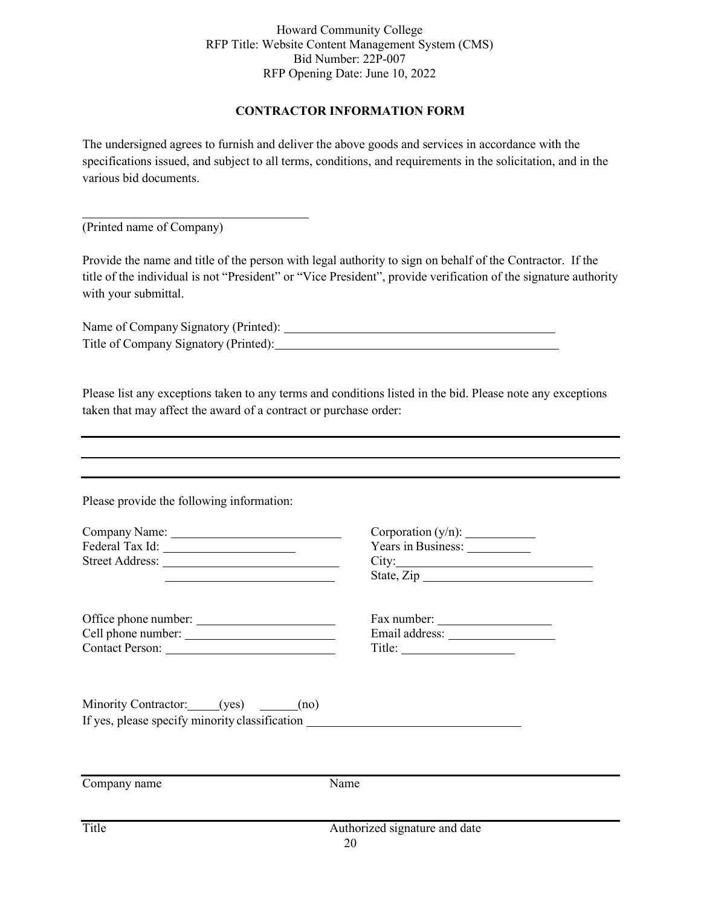Howard Community College
RFP Title: Website Content Management System (CMS)
Bid Number: 22P-007
RFP Opening Date: June 10, 2022

## CONTRACTOR INFORMATION FORM

The undersigned agrees to furnish and deliver the above goods and services in accordance with the specifications issued, and subject to all terms, conditions, and requirements in the solicitation, and in the various bid documents.

\_\_\_\_\_\_\_\_\_\_\_\_\_\_\_\_\_\_\_\_\_\_\_\_\_\_\_\_\_\_\_\_\_\_\_\_
(Printed name of Company)

Provide the name and title of the person with legal authority to sign on behalf of the Contractor. If the title of the individual is not "President" or "Vice President", provide verification of the signature authority with your submittal.

Name of Company Signatory (Printed): \_\_\_\_\_\_\_\_\_\_\_\_\_\_\_\_\_\_\_\_\_\_\_\_\_\_\_\_\_\_\_\_\_\_\_\_\_\_\_\_\_\_
Title of Company Signatory (Printed): \_\_\_\_\_\_\_\_\_\_\_\_\_\_\_\_\_\_\_\_\_\_\_\_\_\_\_\_\_\_\_\_\_\_\_\_\_\_\_\_\_\_\_

Please list any exceptions taken to any terms and conditions listed in the bid. Please note any exceptions taken that may affect the award of a contract or purchase order:

\_\_\_\_\_\_\_\_\_\_\_\_\_\_\_\_\_\_\_\_\_\_\_\_\_\_\_\_\_\_\_\_\_\_\_\_\_\_\_\_\_\_\_\_\_\_\_\_\_\_\_\_\_\_\_\_\_\_\_\_\_\_\_\_\_\_\_\_\_\_\_\_\_\_\_\_\_\_\_\_\_\_
\_\_\_\_\_\_\_\_\_\_\_\_\_\_\_\_\_\_\_\_\_\_\_\_\_\_\_\_\_\_\_\_\_\_\_\_\_\_\_\_\_\_\_\_\_\_\_\_\_\_\_\_\_\_\_\_\_\_\_\_\_\_\_\_\_\_\_\_\_\_\_\_\_\_\_\_\_\_\_\_\_\_
\_\_\_\_\_\_\_\_\_\_\_\_\_\_\_\_\_\_\_\_\_\_\_\_\_\_\_\_\_\_\_\_\_\_\_\_\_\_\_\_\_\_\_\_\_\_\_\_\_\_\_\_\_\_\_\_\_\_\_\_\_\_\_\_\_\_\_\_\_\_\_\_\_\_\_\_\_\_\_\_\_\_

Please provide the following information:

Company Name: \_\_\_\_\_\_\_\_\_\_\_\_\_\_\_\_\_\_\_\_\_\_\_\_\_
Federal Tax Id: \_\_\_\_\_\_\_\_\_\_\_\_\_\_\_\_\_\_\_\_
Street Address: \_\_\_\_\_\_\_\_\_\_\_\_\_\_\_\_\_\_\_\_\_\_\_\_\_
\_\_\_\_\_\_\_\_\_\_\_\_\_\_\_\_\_\_\_\_\_\_\_\_\_

Corporation (y/n): \_\_\_\_\_\_\_\_\_\_
Years in Business: \_\_\_\_\_\_\_\_\_
City: \_\_\_\_\_\_\_\_\_\_\_\_\_\_\_\_\_\_\_\_\_\_\_\_\_\_\_\_
State, Zip \_\_\_\_\_\_\_\_\_\_\_\_\_\_\_\_\_\_\_\_\_\_\_\_\_

Office phone number: \_\_\_\_\_\_\_\_\_\_\_\_\_\_\_\_\_\_\_\_\_
Cell phone number: \_\_\_\_\_\_\_\_\_\_\_\_\_\_\_\_\_\_\_\_\_\_
Contact Person: \_\_\_\_\_\_\_\_\_\_\_\_\_\_\_\_\_\_\_\_\_\_\_\_\_

Fax number: \_\_\_\_\_\_\_\_\_\_\_\_\_\_\_\_\_
Email address: \_\_\_\_\_\_\_\_\_\_\_\_\_\_\_\_
Title: \_\_\_\_\_\_\_\_\_\_\_\_\_\_\_\_\_

Minority Contractor: \_\_\_\_\_(yes) \_\_\_\_\_\_(no)
If yes, please specify minority classification \_\_\_\_\_\_\_\_\_\_\_\_\_\_\_\_\_\_\_\_\_\_\_\_\_\_\_\_\_\_\_\_

\_\_\_\_\_\_\_\_\_\_\_\_\_\_\_\_\_\_\_\_\_\_\_\_\_\_\_\_\_\_\_\_\_\_\_\_\_\_\_\_\_\_\_\_\_\_\_\_\_\_\_\_\_\_\_\_\_\_\_\_\_\_\_\_\_\_\_\_\_\_\_\_\_\_\_\_\_\_\_\_\_\_
Company name                                        Name

\_\_\_\_\_\_\_\_\_\_\_\_\_\_\_\_\_\_\_\_\_\_\_\_\_\_\_\_\_\_\_\_\_\_\_\_\_\_\_\_\_\_\_\_\_\_\_\_\_\_\_\_\_\_\_\_\_\_\_\_\_\_\_\_\_\_\_\_\_\_\_\_\_\_\_\_\_\_\_\_\_\_
Title                                                      Authorized signature and date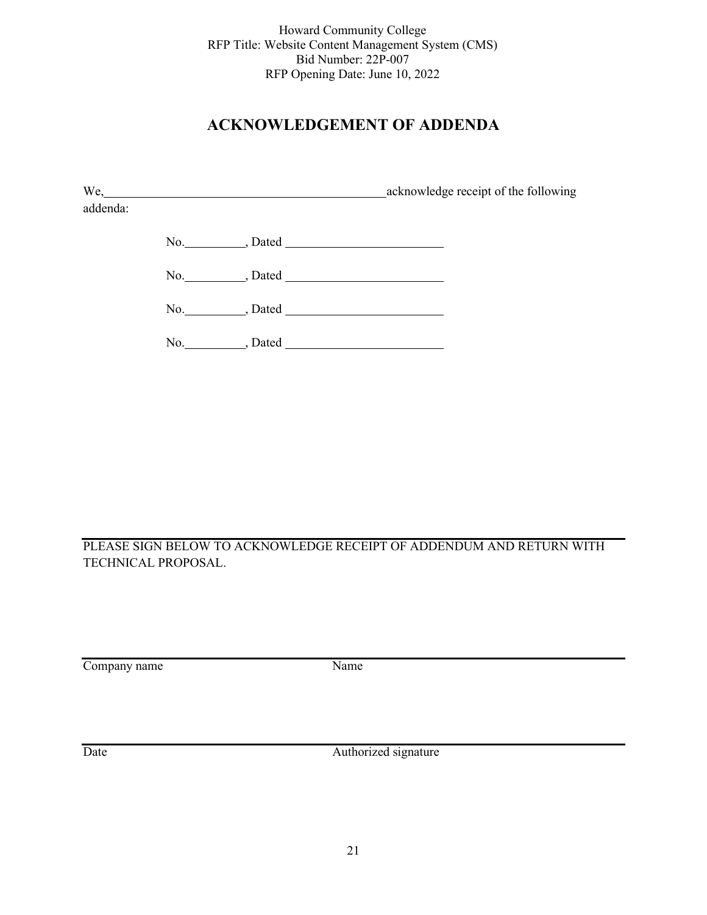Howard Community College
RFP Title: Website Content Management System (CMS)
Bid Number: 22P-007
RFP Opening Date: June 10, 2022

# ACKNOWLEDGEMENT OF ADDENDA

We,\_\_\_\_\_\_\_\_\_\_\_\_\_\_\_\_\_\_\_\_\_\_\_\_\_\_\_\_\_\_\_\_\_\_\_\_\_\_\_\_\_\_\_\_acknowledge receipt of the following addenda:

No.\_\_\_\_\_\_\_\_\_\_, Dated \_\_\_\_\_\_\_\_\_\_\_\_\_\_\_\_\_\_\_\_\_\_\_\_\_

No.\_\_\_\_\_\_\_\_\_\_, Dated \_\_\_\_\_\_\_\_\_\_\_\_\_\_\_\_\_\_\_\_\_\_\_\_\_

No.\_\_\_\_\_\_\_\_\_\_, Dated \_\_\_\_\_\_\_\_\_\_\_\_\_\_\_\_\_\_\_\_\_\_\_\_\_

No.\_\_\_\_\_\_\_\_\_\_, Dated \_\_\_\_\_\_\_\_\_\_\_\_\_\_\_\_\_\_\_\_\_\_\_\_\_

PLEASE SIGN BELOW TO ACKNOWLEDGE RECEIPT OF ADDENDUM AND RETURN WITH TECHNICAL PROPOSAL.

\_\_\_\_\_\_\_\_\_\_\_\_\_\_\_\_\_\_\_\_\_\_\_\_\_\_\_\_\_\_ \_\_\_\_\_\_\_\_\_\_\_\_\_\_\_\_\_\_\_\_\_\_\_\_\_\_\_\_\_\_

Company name Name

\_\_\_\_\_\_\_\_\_\_\_\_\_\_\_\_\_\_\_\_\_\_\_\_\_\_\_\_\_\_ \_\_\_\_\_\_\_\_\_\_\_\_\_\_\_\_\_\_\_\_\_\_\_\_\_\_\_\_\_\_

Date Authorized signature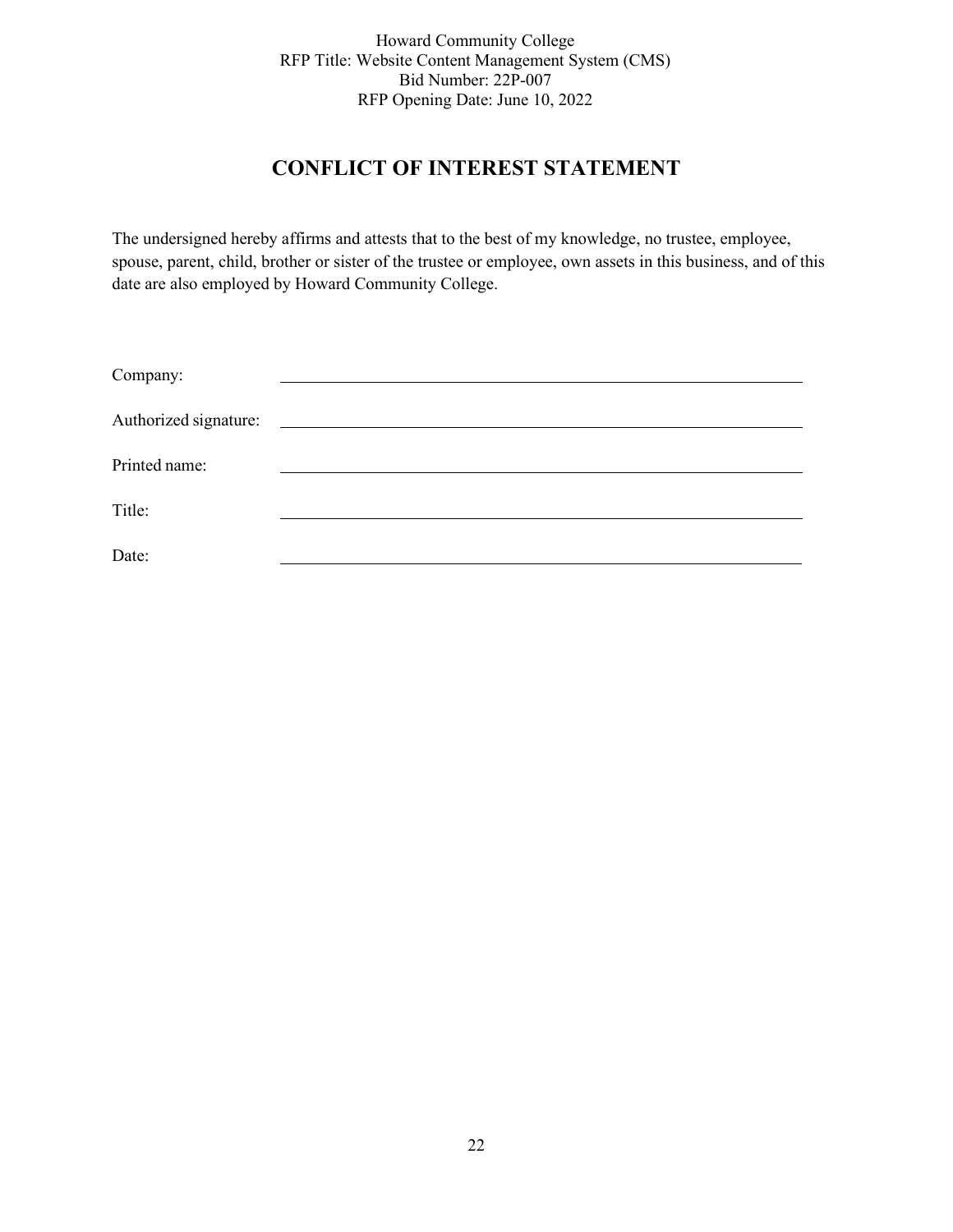Howard Community College
RFP Title: Website Content Management System (CMS)
Bid Number: 22P-007
RFP Opening Date: June 10, 2022

# CONFLICT OF INTEREST STATEMENT

The undersigned hereby affirms and attests that to the best of my knowledge, no trustee, employee, spouse, parent, child, brother or sister of the trustee or employee, own assets in this business, and of this date are also employed by Howard Community College.

Company: ______________________________________________

Authorized signature: ______________________________________________

Printed name: ______________________________________________

Title: ______________________________________________

Date: ______________________________________________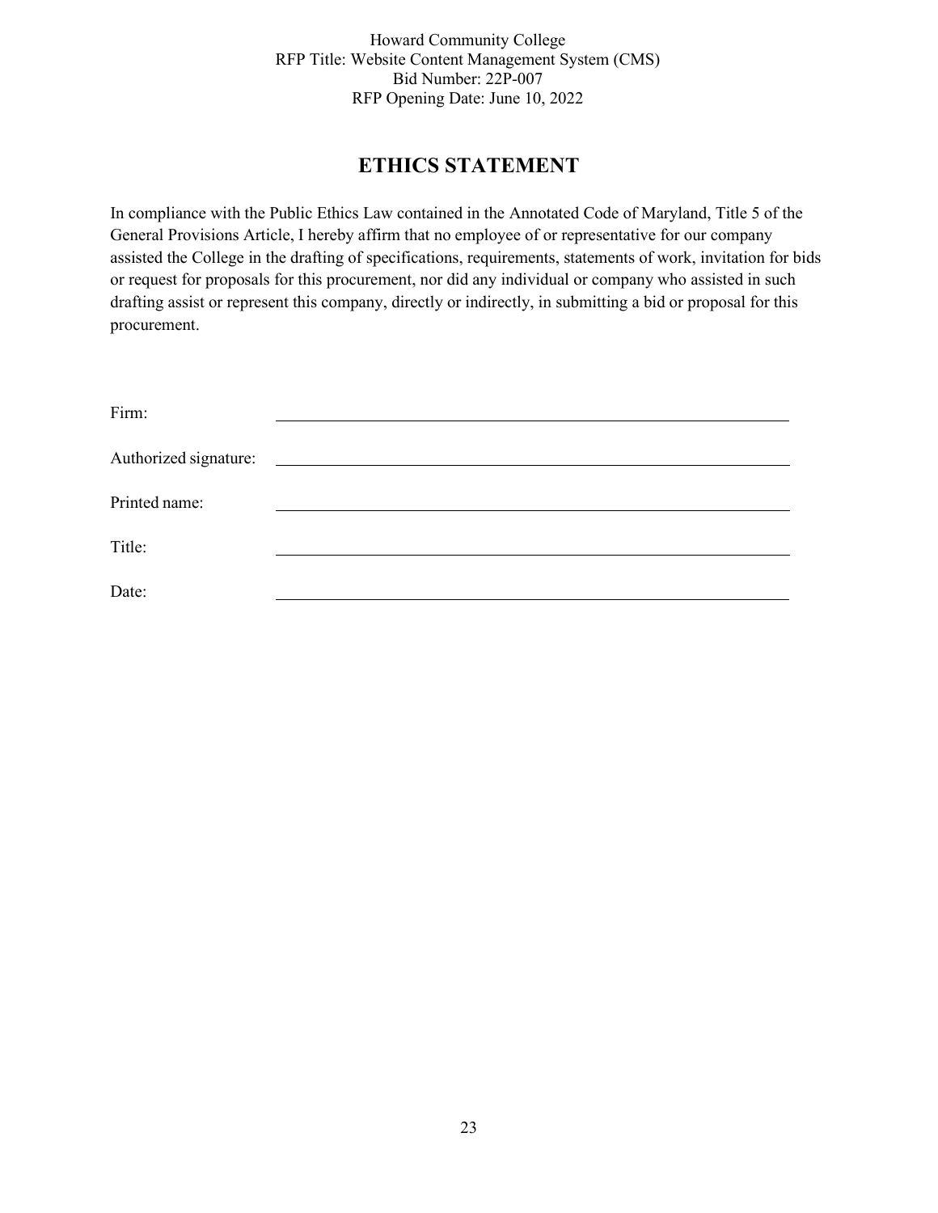Howard Community College
RFP Title: Website Content Management System (CMS)
Bid Number: 22P-007
RFP Opening Date: June 10, 2022

# ETHICS STATEMENT

In compliance with the Public Ethics Law contained in the Annotated Code of Maryland, Title 5 of the General Provisions Article, I hereby affirm that no employee of or representative for our company assisted the College in the drafting of specifications, requirements, statements of work, invitation for bids or request for proposals for this procurement, nor did any individual or company who assisted in such drafting assist or represent this company, directly or indirectly, in submitting a bid or proposal for this procurement.

Firm: ______________________________________________

Authorized signature: ______________________________________________

Printed name: ______________________________________________

Title: ______________________________________________

Date: ______________________________________________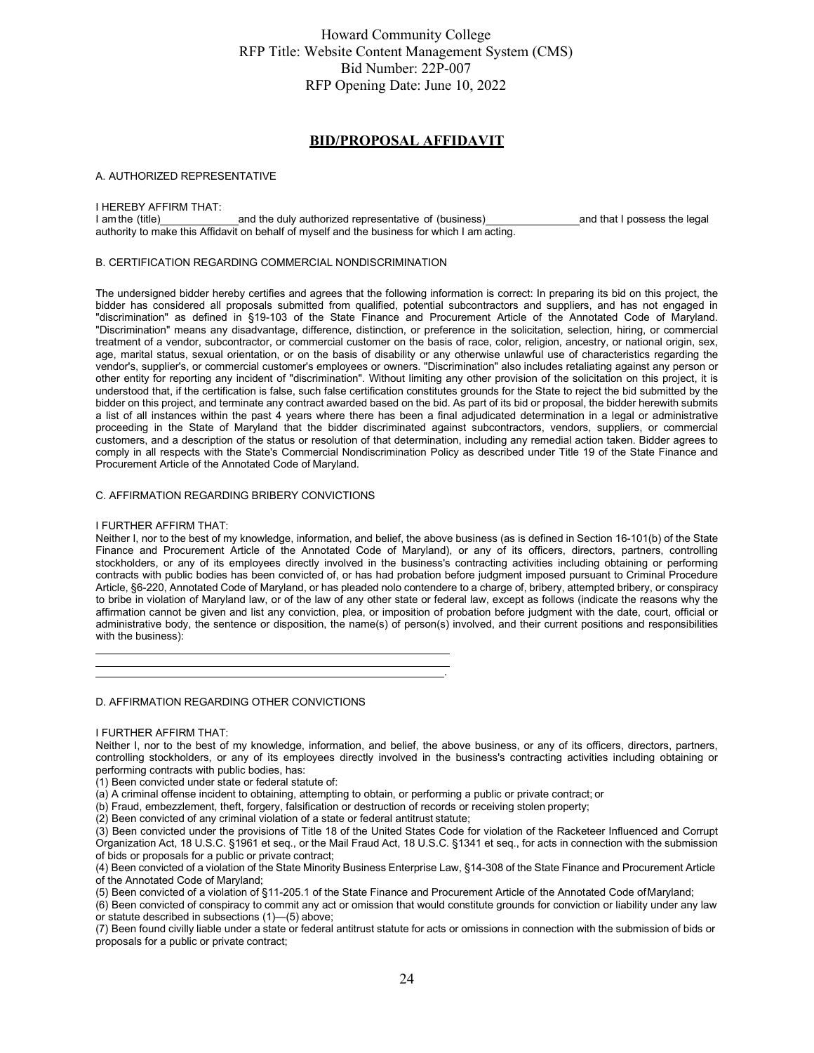Howard Community College
RFP Title: Website Content Management System (CMS)
Bid Number: 22P-007
RFP Opening Date: June 10, 2022

## BID/PROPOSAL AFFIDAVIT

A. AUTHORIZED REPRESENTATIVE

I HEREBY AFFIRM THAT:
I am the (title)_____________ and the duly authorized representative of (business)________________ and that I possess the legal authority to make this Affidavit on behalf of myself and the business for which I am acting.

B. CERTIFICATION REGARDING COMMERCIAL NONDISCRIMINATION

The undersigned bidder hereby certifies and agrees that the following information is correct: In preparing its bid on this project, the bidder has considered all proposals submitted from qualified, potential subcontractors and suppliers, and has not engaged in "discrimination" as defined in §19-103 of the State Finance and Procurement Article of the Annotated Code of Maryland. "Discrimination" means any disadvantage, difference, distinction, or preference in the solicitation, selection, hiring, or commercial treatment of a vendor, subcontractor, or commercial customer on the basis of race, color, religion, ancestry, or national origin, sex, age, marital status, sexual orientation, or on the basis of disability or any otherwise unlawful use of characteristics regarding the vendor's, supplier's, or commercial customer's employees or owners. "Discrimination" also includes retaliating against any person or other entity for reporting any incident of "discrimination". Without limiting any other provision of the solicitation on this project, it is understood that, if the certification is false, such false certification constitutes grounds for the State to reject the bid submitted by the bidder on this project, and terminate any contract awarded based on the bid. As part of its bid or proposal, the bidder herewith submits a list of all instances within the past 4 years where there has been a final adjudicated determination in a legal or administrative proceeding in the State of Maryland that the bidder discriminated against subcontractors, vendors, suppliers, or commercial customers, and a description of the status or resolution of that determination, including any remedial action taken. Bidder agrees to comply in all respects with the State's Commercial Nondiscrimination Policy as described under Title 19 of the State Finance and Procurement Article of the Annotated Code of Maryland.

C. AFFIRMATION REGARDING BRIBERY CONVICTIONS

I FURTHER AFFIRM THAT:
Neither I, nor to the best of my knowledge, information, and belief, the above business (as is defined in Section 16-101(b) of the State Finance and Procurement Article of the Annotated Code of Maryland), or any of its officers, directors, partners, controlling stockholders, or any of its employees directly involved in the business's contracting activities including obtaining or performing contracts with public bodies has been convicted of, or has had probation before judgment imposed pursuant to Criminal Procedure Article, §6-220, Annotated Code of Maryland, or has pleaded nolo contendere to a charge of, bribery, attempted bribery, or conspiracy to bribe in violation of Maryland law, or of the law of any other state or federal law, except as follows (indicate the reasons why the affirmation cannot be given and list any conviction, plea, or imposition of probation before judgment with the date, court, official or administrative body, the sentence or disposition, the name(s) of person(s) involved, and their current positions and responsibilities with the business):

____________________________________________________________
____________________________________________________________
____________________________________________________________.

D. AFFIRMATION REGARDING OTHER CONVICTIONS

I FURTHER AFFIRM THAT:
Neither I, nor to the best of my knowledge, information, and belief, the above business, or any of its officers, directors, partners, controlling stockholders, or any of its employees directly involved in the business's contracting activities including obtaining or performing contracts with public bodies, has:

(1) Been convicted under state or federal statute of:
(a) A criminal offense incident to obtaining, attempting to obtain, or performing a public or private contract; or
(b) Fraud, embezzlement, theft, forgery, falsification or destruction of records or receiving stolen property;
(2) Been convicted of any criminal violation of a state or federal antitrust statute;
(3) Been convicted under the provisions of Title 18 of the United States Code for violation of the Racketeer Influenced and Corrupt Organization Act, 18 U.S.C. §1961 et seq., or the Mail Fraud Act, 18 U.S.C. §1341 et seq., for acts in connection with the submission of bids or proposals for a public or private contract;
(4) Been convicted of a violation of the State Minority Business Enterprise Law, §14-308 of the State Finance and Procurement Article of the Annotated Code of Maryland;
(5) Been convicted of a violation of §11-205.1 of the State Finance and Procurement Article of the Annotated Code of Maryland;
(6) Been convicted of conspiracy to commit any act or omission that would constitute grounds for conviction or liability under any law or statute described in subsections (1)—(5) above;
(7) Been found civilly liable under a state or federal antitrust statute for acts or omissions in connection with the submission of bids or proposals for a public or private contract;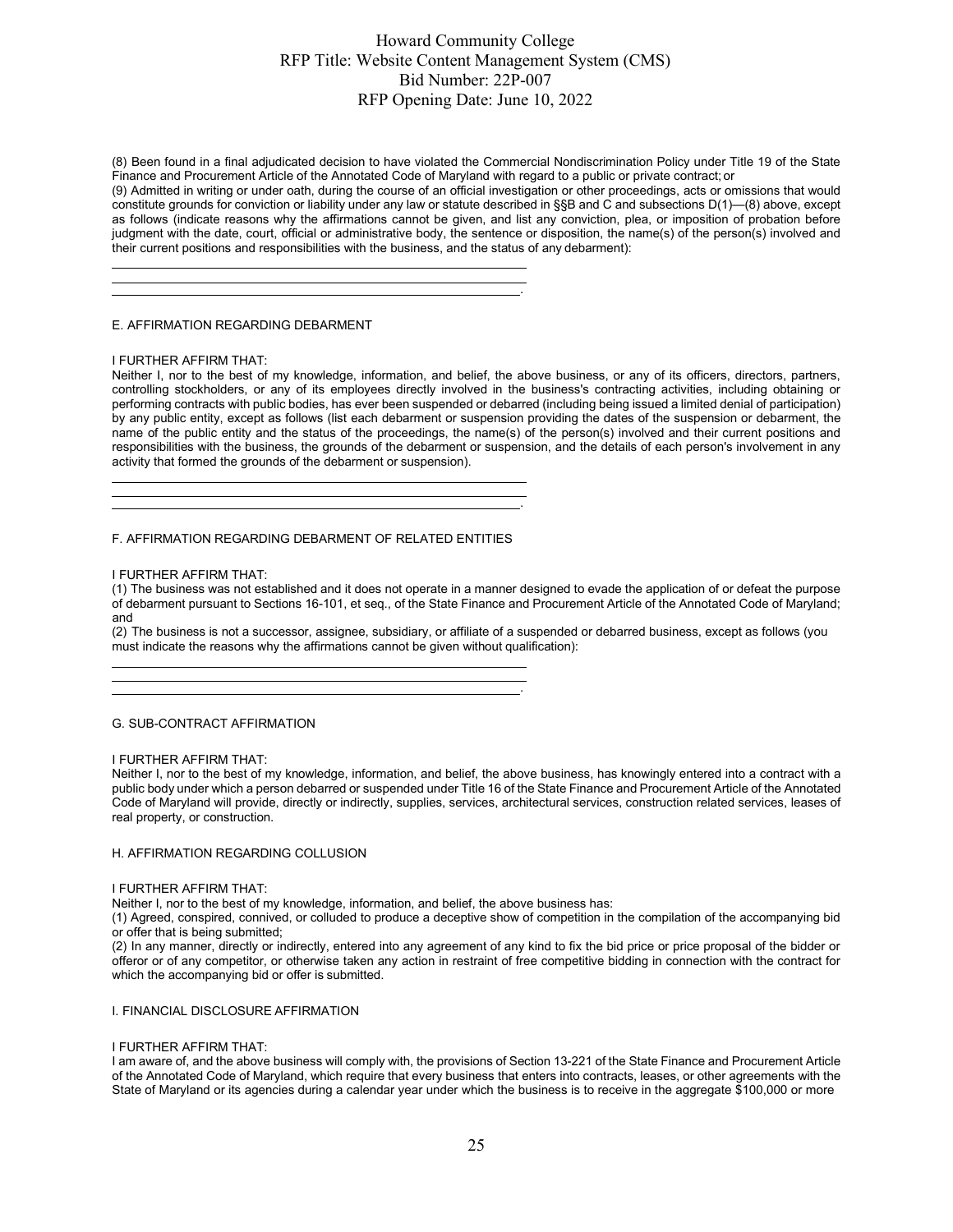(8) Been found in a final adjudicated decision to have violated the Commercial Nondiscrimination Policy under Title 19 of the State Finance and Procurement Article of the Annotated Code of Maryland with regard to a public or private contract; or

(9) Admitted in writing or under oath, during the course of an official investigation or other proceedings, acts or omissions that would constitute grounds for conviction or liability under any law or statute described in §§B and C and subsections D(1)—(8) above, except as follows (indicate reasons why the affirmations cannot be given, and list any conviction, plea, or imposition of probation before judgment with the date, court, official or administrative body, the sentence or disposition, the name(s) of the person(s) involved and their current positions and responsibilities with the business, and the status of any debarment):

\_\_\_\_\_\_\_\_\_\_\_\_\_\_\_\_\_\_\_\_\_\_\_\_\_\_\_\_\_\_\_\_\_\_\_\_\_\_\_\_\_\_\_\_\_\_\_\_\_\_\_\_\_\_\_\_\_\_\_\_
\_\_\_\_\_\_\_\_\_\_\_\_\_\_\_\_\_\_\_\_\_\_\_\_\_\_\_\_\_\_\_\_\_\_\_\_\_\_\_\_\_\_\_\_\_\_\_\_\_\_\_\_\_\_\_\_\_\_\_\_
\_\_\_\_\_\_\_\_\_\_\_\_\_\_\_\_\_\_\_\_\_\_\_\_\_\_\_\_\_\_\_\_\_\_\_\_\_\_\_\_\_\_\_\_\_\_\_\_\_\_\_\_\_\_\_\_\_\_\_.

E. AFFIRMATION REGARDING DEBARMENT

I FURTHER AFFIRM THAT:

Neither I, nor to the best of my knowledge, information, and belief, the above business, or any of its officers, directors, partners, controlling stockholders, or any of its employees directly involved in the business's contracting activities, including obtaining or performing contracts with public bodies, has ever been suspended or debarred (including being issued a limited denial of participation) by any public entity, except as follows (list each debarment or suspension providing the dates of the suspension or debarment, the name of the public entity and the status of the proceedings, the name(s) of the person(s) involved and their current positions and responsibilities with the business, the grounds of the debarment or suspension, and the details of each person's involvement in any activity that formed the grounds of the debarment or suspension).

\_\_\_\_\_\_\_\_\_\_\_\_\_\_\_\_\_\_\_\_\_\_\_\_\_\_\_\_\_\_\_\_\_\_\_\_\_\_\_\_\_\_\_\_\_\_\_\_\_\_\_\_\_\_\_\_\_\_\_\_
\_\_\_\_\_\_\_\_\_\_\_\_\_\_\_\_\_\_\_\_\_\_\_\_\_\_\_\_\_\_\_\_\_\_\_\_\_\_\_\_\_\_\_\_\_\_\_\_\_\_\_\_\_\_\_\_\_\_\_\_
\_\_\_\_\_\_\_\_\_\_\_\_\_\_\_\_\_\_\_\_\_\_\_\_\_\_\_\_\_\_\_\_\_\_\_\_\_\_\_\_\_\_\_\_\_\_\_\_\_\_\_\_\_\_\_\_\_\_\_.

F. AFFIRMATION REGARDING DEBARMENT OF RELATED ENTITIES

I FURTHER AFFIRM THAT:

(1) The business was not established and it does not operate in a manner designed to evade the application of or defeat the purpose of debarment pursuant to Sections 16-101, et seq., of the State Finance and Procurement Article of the Annotated Code of Maryland; and

(2) The business is not a successor, assignee, subsidiary, or affiliate of a suspended or debarred business, except as follows (you must indicate the reasons why the affirmations cannot be given without qualification):

\_\_\_\_\_\_\_\_\_\_\_\_\_\_\_\_\_\_\_\_\_\_\_\_\_\_\_\_\_\_\_\_\_\_\_\_\_\_\_\_\_\_\_\_\_\_\_\_\_\_\_\_\_\_\_\_\_\_\_\_
\_\_\_\_\_\_\_\_\_\_\_\_\_\_\_\_\_\_\_\_\_\_\_\_\_\_\_\_\_\_\_\_\_\_\_\_\_\_\_\_\_\_\_\_\_\_\_\_\_\_\_\_\_\_\_\_\_\_\_\_
\_\_\_\_\_\_\_\_\_\_\_\_\_\_\_\_\_\_\_\_\_\_\_\_\_\_\_\_\_\_\_\_\_\_\_\_\_\_\_\_\_\_\_\_\_\_\_\_\_\_\_\_\_\_\_\_\_\_\_.

G. SUB-CONTRACT AFFIRMATION

I FURTHER AFFIRM THAT:

Neither I, nor to the best of my knowledge, information, and belief, the above business, has knowingly entered into a contract with a public body under which a person debarred or suspended under Title 16 of the State Finance and Procurement Article of the Annotated Code of Maryland will provide, directly or indirectly, supplies, services, architectural services, construction related services, leases of real property, or construction.

H. AFFIRMATION REGARDING COLLUSION

I FURTHER AFFIRM THAT:

Neither I, nor to the best of my knowledge, information, and belief, the above business has:

(1) Agreed, conspired, connived, or colluded to produce a deceptive show of competition in the compilation of the accompanying bid or offer that is being submitted;

(2) In any manner, directly or indirectly, entered into any agreement of any kind to fix the bid price or price proposal of the bidder or offeror or of any competitor, or otherwise taken any action in restraint of free competitive bidding in connection with the contract for which the accompanying bid or offer is submitted.

I. FINANCIAL DISCLOSURE AFFIRMATION

I FURTHER AFFIRM THAT:

I am aware of, and the above business will comply with, the provisions of Section 13-221 of the State Finance and Procurement Article of the Annotated Code of Maryland, which require that every business that enters into contracts, leases, or other agreements with the State of Maryland or its agencies during a calendar year under which the business is to receive in the aggregate $100,000 or more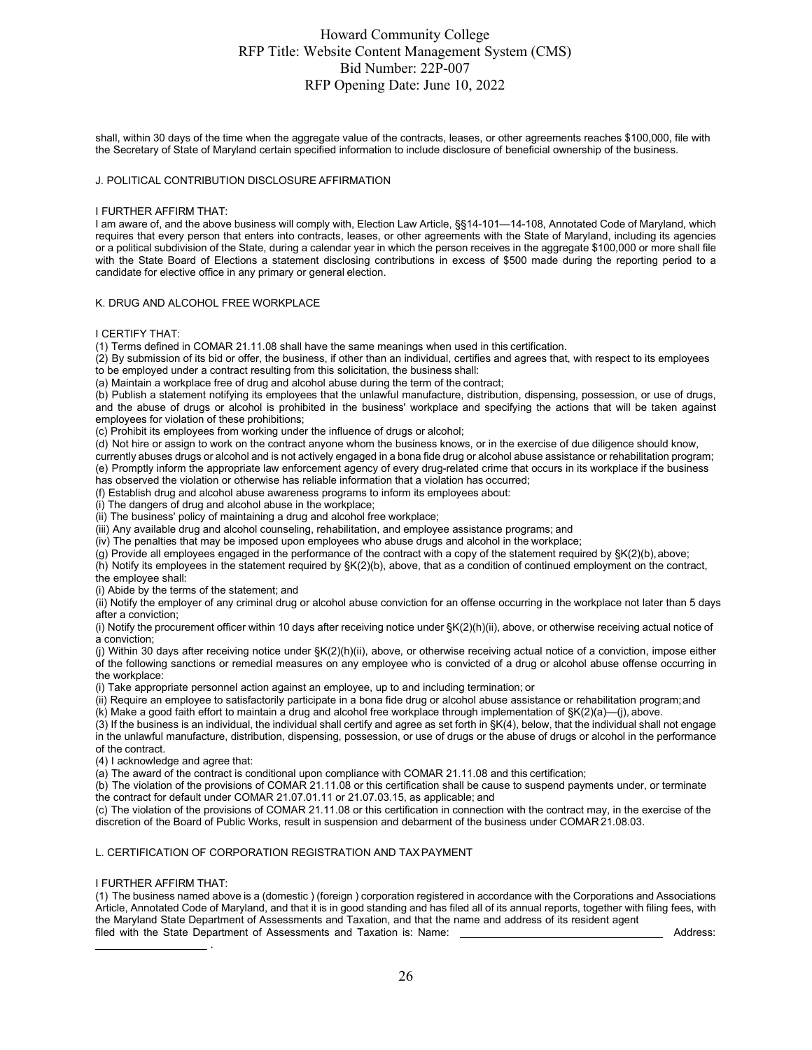shall, within 30 days of the time when the aggregate value of the contracts, leases, or other agreements reaches $100,000, file with the Secretary of State of Maryland certain specified information to include disclosure of beneficial ownership of the business.

J. POLITICAL CONTRIBUTION DISCLOSURE AFFIRMATION

I FURTHER AFFIRM THAT:
I am aware of, and the above business will comply with, Election Law Article, §§14-101—14-108, Annotated Code of Maryland, which requires that every person that enters into contracts, leases, or other agreements with the State of Maryland, including its agencies or a political subdivision of the State, during a calendar year in which the person receives in the aggregate $100,000 or more shall file with the State Board of Elections a statement disclosing contributions in excess of $500 made during the reporting period to a candidate for elective office in any primary or general election.

K. DRUG AND ALCOHOL FREE WORKPLACE

I CERTIFY THAT:
(1) Terms defined in COMAR 21.11.08 shall have the same meanings when used in this certification.
(2) By submission of its bid or offer, the business, if other than an individual, certifies and agrees that, with respect to its employees to be employed under a contract resulting from this solicitation, the business shall:
(a) Maintain a workplace free of drug and alcohol abuse during the term of the contract;
(b) Publish a statement notifying its employees that the unlawful manufacture, distribution, dispensing, possession, or use of drugs, and the abuse of drugs or alcohol is prohibited in the business' workplace and specifying the actions that will be taken against employees for violation of these prohibitions;
(c) Prohibit its employees from working under the influence of drugs or alcohol;
(d) Not hire or assign to work on the contract anyone whom the business knows, or in the exercise of due diligence should know, currently abuses drugs or alcohol and is not actively engaged in a bona fide drug or alcohol abuse assistance or rehabilitation program;
(e) Promptly inform the appropriate law enforcement agency of every drug-related crime that occurs in its workplace if the business has observed the violation or otherwise has reliable information that a violation has occurred;
(f) Establish drug and alcohol abuse awareness programs to inform its employees about:
(i) The dangers of drug and alcohol abuse in the workplace;
(ii) The business' policy of maintaining a drug and alcohol free workplace;
(iii) Any available drug and alcohol counseling, rehabilitation, and employee assistance programs; and
(iv) The penalties that may be imposed upon employees who abuse drugs and alcohol in the workplace;
(g) Provide all employees engaged in the performance of the contract with a copy of the statement required by §K(2)(b), above;
(h) Notify its employees in the statement required by §K(2)(b), above, that as a condition of continued employment on the contract, the employee shall:
(i) Abide by the terms of the statement; and
(ii) Notify the employer of any criminal drug or alcohol abuse conviction for an offense occurring in the workplace not later than 5 days after a conviction;
(i) Notify the procurement officer within 10 days after receiving notice under §K(2)(h)(ii), above, or otherwise receiving actual notice of a conviction;
(j) Within 30 days after receiving notice under §K(2)(h)(ii), above, or otherwise receiving actual notice of a conviction, impose either of the following sanctions or remedial measures on any employee who is convicted of a drug or alcohol abuse offense occurring in the workplace:
(i) Take appropriate personnel action against an employee, up to and including termination; or
(ii) Require an employee to satisfactorily participate in a bona fide drug or alcohol abuse assistance or rehabilitation program; and
(k) Make a good faith effort to maintain a drug and alcohol free workplace through implementation of §K(2)(a)—(j), above.
(3) If the business is an individual, the individual shall certify and agree as set forth in §K(4), below, that the individual shall not engage in the unlawful manufacture, distribution, dispensing, possession, or use of drugs or the abuse of drugs or alcohol in the performance of the contract.
(4) I acknowledge and agree that:
(a) The award of the contract is conditional upon compliance with COMAR 21.11.08 and this certification;
(b) The violation of the provisions of COMAR 21.11.08 or this certification shall be cause to suspend payments under, or terminate the contract for default under COMAR 21.07.01.11 or 21.07.03.15, as applicable; and
(c) The violation of the provisions of COMAR 21.11.08 or this certification in connection with the contract may, in the exercise of the discretion of the Board of Public Works, result in suspension and debarment of the business under COMAR 21.08.03.

L. CERTIFICATION OF CORPORATION REGISTRATION AND TAX PAYMENT

I FURTHER AFFIRM THAT:
(1) The business named above is a (domestic ) (foreign ) corporation registered in accordance with the Corporations and Associations Article, Annotated Code of Maryland, and that it is in good standing and has filed all of its annual reports, together with filing fees, with the Maryland State Department of Assessments and Taxation, and that the name and address of its resident agent filed with the State Department of Assessments and Taxation is: Name: ______________________ Address: ______________ .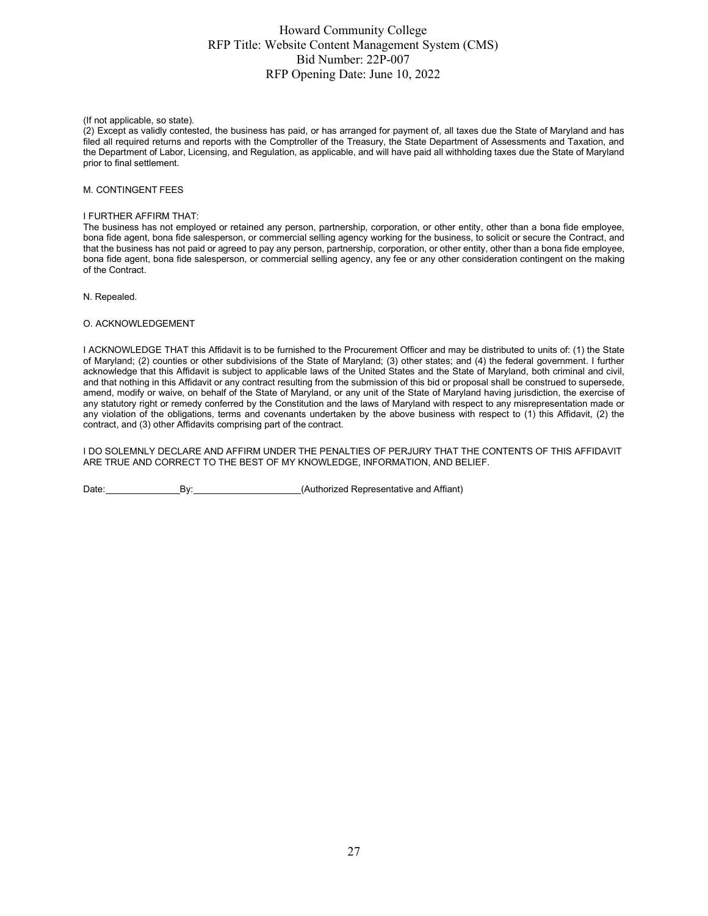(If not applicable, so state).

(2) Except as validly contested, the business has paid, or has arranged for payment of, all taxes due the State of Maryland and has filed all required returns and reports with the Comptroller of the Treasury, the State Department of Assessments and Taxation, and the Department of Labor, Licensing, and Regulation, as applicable, and will have paid all withholding taxes due the State of Maryland prior to final settlement.

M. CONTINGENT FEES

I FURTHER AFFIRM THAT:

The business has not employed or retained any person, partnership, corporation, or other entity, other than a bona fide employee, bona fide agent, bona fide salesperson, or commercial selling agency working for the business, to solicit or secure the Contract, and that the business has not paid or agreed to pay any person, partnership, corporation, or other entity, other than a bona fide employee, bona fide agent, bona fide salesperson, or commercial selling agency, any fee or any other consideration contingent on the making of the Contract.

N. Repealed.

O. ACKNOWLEDGEMENT

I ACKNOWLEDGE THAT this Affidavit is to be furnished to the Procurement Officer and may be distributed to units of: (1) the State of Maryland; (2) counties or other subdivisions of the State of Maryland; (3) other states; and (4) the federal government. I further acknowledge that this Affidavit is subject to applicable laws of the United States and the State of Maryland, both criminal and civil, and that nothing in this Affidavit or any contract resulting from the submission of this bid or proposal shall be construed to supersede, amend, modify or waive, on behalf of the State of Maryland, or any unit of the State of Maryland having jurisdiction, the exercise of any statutory right or remedy conferred by the Constitution and the laws of Maryland with respect to any misrepresentation made or any violation of the obligations, terms and covenants undertaken by the above business with respect to (1) this Affidavit, (2) the contract, and (3) other Affidavits comprising part of the contract.

I DO SOLEMNLY DECLARE AND AFFIRM UNDER THE PENALTIES OF PERJURY THAT THE CONTENTS OF THIS AFFIDAVIT ARE TRUE AND CORRECT TO THE BEST OF MY KNOWLEDGE, INFORMATION, AND BELIEF.

Date:______________By:____________________(Authorized Representative and Affiant)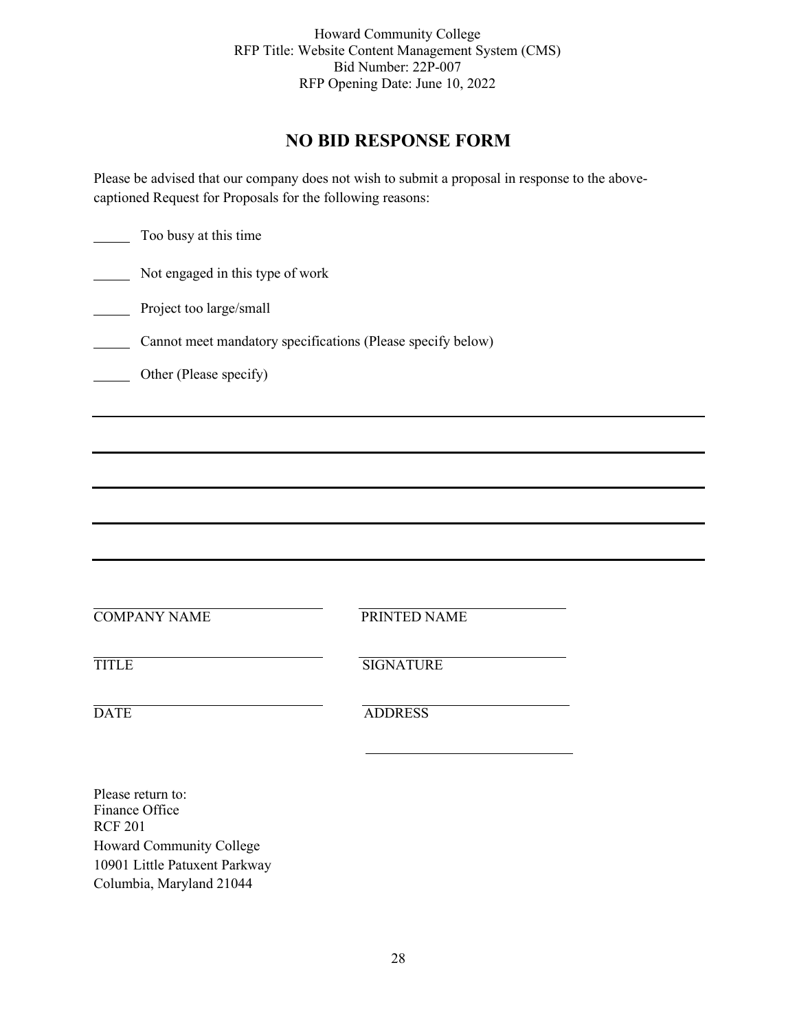Howard Community College
RFP Title: Website Content Management System (CMS)
Bid Number: 22P-007
RFP Opening Date: June 10, 2022

# NO BID RESPONSE FORM

Please be advised that our company does not wish to submit a proposal in response to the above-captioned Request for Proposals for the following reasons:

_____ Too busy at this time

_____ Not engaged in this type of work

_____ Project too large/small

_____ Cannot meet mandatory specifications (Please specify below)

_____ Other (Please specify)

______________________________________________________________________________

______________________________________________________________________________

______________________________________________________________________________

______________________________________________________________________________

______________________________________________________________________________

| | |
|---|---|
| ______________________________<br>COMPANY NAME | ______________________________<br>PRINTED NAME |
| ______________________________<br>TITLE | ______________________________<br>SIGNATURE |
| ______________________________<br>DATE | ______________________________<br>ADDRESS |
| | ______________________________ |

Please return to:
Finance Office
RCF 201
Howard Community College
10901 Little Patuxent Parkway
Columbia, Maryland 21044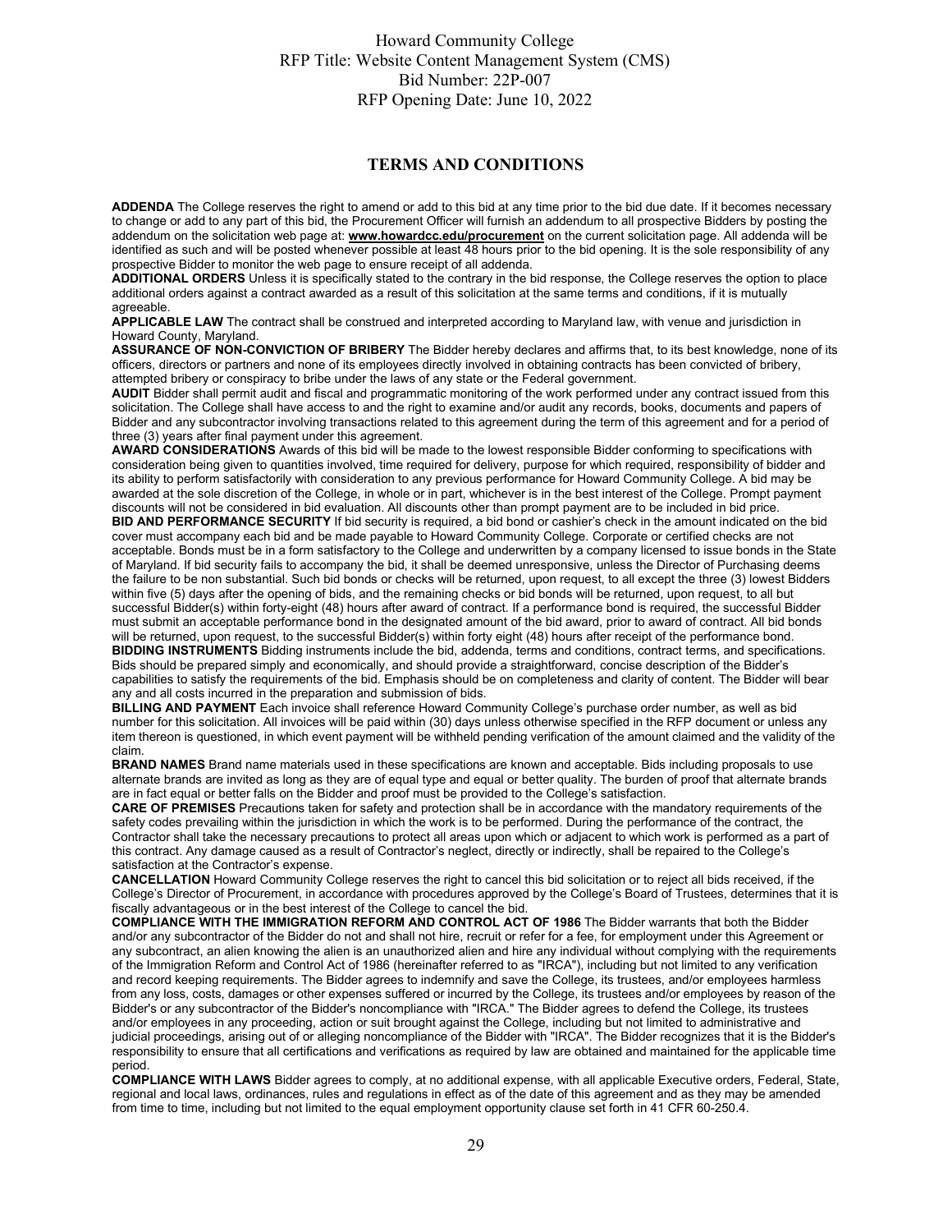## TERMS AND CONDITIONS

**ADDENDA** The College reserves the right to amend or add to this bid at any time prior to the bid due date. If it becomes necessary to change or add to any part of this bid, the Procurement Officer will furnish an addendum to all prospective Bidders by posting the addendum on the solicitation web page at: **www.howardcc.edu/procurement** on the current solicitation page. All addenda will be identified as such and will be posted whenever possible at least 48 hours prior to the bid opening. It is the sole responsibility of any prospective Bidder to monitor the web page to ensure receipt of all addenda.

**ADDITIONAL ORDERS** Unless it is specifically stated to the contrary in the bid response, the College reserves the option to place additional orders against a contract awarded as a result of this solicitation at the same terms and conditions, if it is mutually agreeable.

**APPLICABLE LAW** The contract shall be construed and interpreted according to Maryland law, with venue and jurisdiction in Howard County, Maryland.

**ASSURANCE OF NON-CONVICTION OF BRIBERY** The Bidder hereby declares and affirms that, to its best knowledge, none of its officers, directors or partners and none of its employees directly involved in obtaining contracts has been convicted of bribery, attempted bribery or conspiracy to bribe under the laws of any state or the Federal government.

**AUDIT** Bidder shall permit audit and fiscal and programmatic monitoring of the work performed under any contract issued from this solicitation. The College shall have access to and the right to examine and/or audit any records, books, documents and papers of Bidder and any subcontractor involving transactions related to this agreement during the term of this agreement and for a period of three (3) years after final payment under this agreement.

**AWARD CONSIDERATIONS** Awards of this bid will be made to the lowest responsible Bidder conforming to specifications with consideration being given to quantities involved, time required for delivery, purpose for which required, responsibility of bidder and its ability to perform satisfactorily with consideration to any previous performance for Howard Community College. A bid may be awarded at the sole discretion of the College, in whole or in part, whichever is in the best interest of the College. Prompt payment discounts will not be considered in bid evaluation. All discounts other than prompt payment are to be included in bid price.

**BID AND PERFORMANCE SECURITY** If bid security is required, a bid bond or cashier's check in the amount indicated on the bid cover must accompany each bid and be made payable to Howard Community College. Corporate or certified checks are not acceptable. Bonds must be in a form satisfactory to the College and underwritten by a company licensed to issue bonds in the State of Maryland. If bid security fails to accompany the bid, it shall be deemed unresponsive, unless the Director of Purchasing deems the failure to be non substantial. Such bid bonds or checks will be returned, upon request, to all except the three (3) lowest Bidders within five (5) days after the opening of bids, and the remaining checks or bid bonds will be returned, upon request, to all but successful Bidder(s) within forty-eight (48) hours after award of contract. If a performance bond is required, the successful Bidder must submit an acceptable performance bond in the designated amount of the bid award, prior to award of contract. All bid bonds will be returned, upon request, to the successful Bidder(s) within forty eight (48) hours after receipt of the performance bond.

**BIDDING INSTRUMENTS** Bidding instruments include the bid, addenda, terms and conditions, contract terms, and specifications. Bids should be prepared simply and economically, and should provide a straightforward, concise description of the Bidder's capabilities to satisfy the requirements of the bid. Emphasis should be on completeness and clarity of content. The Bidder will bear any and all costs incurred in the preparation and submission of bids.

**BILLING AND PAYMENT** Each invoice shall reference Howard Community College's purchase order number, as well as bid number for this solicitation. All invoices will be paid within (30) days unless otherwise specified in the RFP document or unless any item thereon is questioned, in which event payment will be withheld pending verification of the amount claimed and the validity of the claim.

**BRAND NAMES** Brand name materials used in these specifications are known and acceptable. Bids including proposals to use alternate brands are invited as long as they are of equal type and equal or better quality. The burden of proof that alternate brands are in fact equal or better falls on the Bidder and proof must be provided to the College's satisfaction.

**CARE OF PREMISES** Precautions taken for safety and protection shall be in accordance with the mandatory requirements of the safety codes prevailing within the jurisdiction in which the work is to be performed. During the performance of the contract, the Contractor shall take the necessary precautions to protect all areas upon which or adjacent to which work is performed as a part of this contract. Any damage caused as a result of Contractor's neglect, directly or indirectly, shall be repaired to the College's satisfaction at the Contractor's expense.

**CANCELLATION** Howard Community College reserves the right to cancel this bid solicitation or to reject all bids received, if the College's Director of Procurement, in accordance with procedures approved by the College's Board of Trustees, determines that it is fiscally advantageous or in the best interest of the College to cancel the bid.

**COMPLIANCE WITH THE IMMIGRATION REFORM AND CONTROL ACT OF 1986** The Bidder warrants that both the Bidder and/or any subcontractor of the Bidder do not and shall not hire, recruit or refer for a fee, for employment under this Agreement or any subcontract, an alien knowing the alien is an unauthorized alien and hire any individual without complying with the requirements of the Immigration Reform and Control Act of 1986 (hereinafter referred to as "IRCA"), including but not limited to any verification and record keeping requirements. The Bidder agrees to indemnify and save the College, its trustees, and/or employees harmless from any loss, costs, damages or other expenses suffered or incurred by the College, its trustees and/or employees by reason of the Bidder's or any subcontractor of the Bidder's noncompliance with "IRCA." The Bidder agrees to defend the College, its trustees and/or employees in any proceeding, action or suit brought against the College, including but not limited to administrative and judicial proceedings, arising out of or alleging noncompliance of the Bidder with "IRCA". The Bidder recognizes that it is the Bidder's responsibility to ensure that all certifications and verifications as required by law are obtained and maintained for the applicable time period.

**COMPLIANCE WITH LAWS** Bidder agrees to comply, at no additional expense, with all applicable Executive orders, Federal, State, regional and local laws, ordinances, rules and regulations in effect as of the date of this agreement and as they may be amended from time to time, including but not limited to the equal employment opportunity clause set forth in 41 CFR 60-250.4.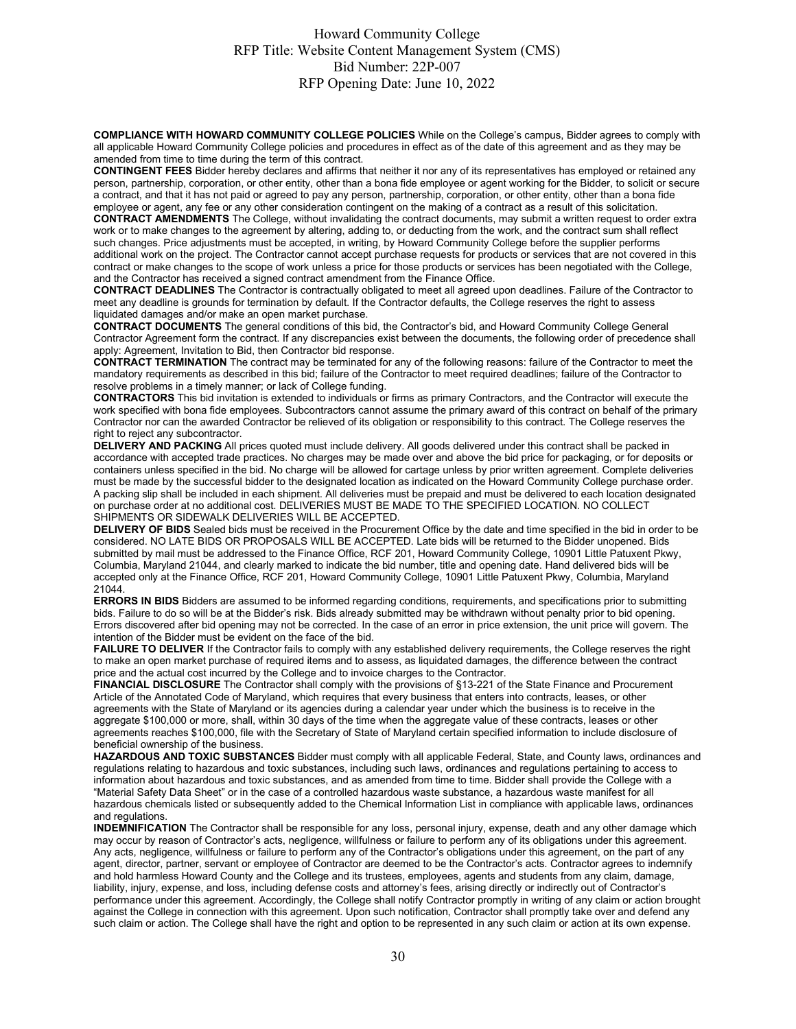**COMPLIANCE WITH HOWARD COMMUNITY COLLEGE POLICIES** While on the College's campus, Bidder agrees to comply with all applicable Howard Community College policies and procedures in effect as of the date of this agreement and as they may be amended from time to time during the term of this contract.

**CONTINGENT FEES** Bidder hereby declares and affirms that neither it nor any of its representatives has employed or retained any person, partnership, corporation, or other entity, other than a bona fide employee or agent working for the Bidder, to solicit or secure a contract, and that it has not paid or agreed to pay any person, partnership, corporation, or other entity, other than a bona fide employee or agent, any fee or any other consideration contingent on the making of a contract as a result of this solicitation.

**CONTRACT AMENDMENTS** The College, without invalidating the contract documents, may submit a written request to order extra work or to make changes to the agreement by altering, adding to, or deducting from the work, and the contract sum shall reflect such changes. Price adjustments must be accepted, in writing, by Howard Community College before the supplier performs additional work on the project. The Contractor cannot accept purchase requests for products or services that are not covered in this contract or make changes to the scope of work unless a price for those products or services has been negotiated with the College, and the Contractor has received a signed contract amendment from the Finance Office.

**CONTRACT DEADLINES** The Contractor is contractually obligated to meet all agreed upon deadlines. Failure of the Contractor to meet any deadline is grounds for termination by default. If the Contractor defaults, the College reserves the right to assess liquidated damages and/or make an open market purchase.

**CONTRACT DOCUMENTS** The general conditions of this bid, the Contractor's bid, and Howard Community College General Contractor Agreement form the contract. If any discrepancies exist between the documents, the following order of precedence shall apply: Agreement, Invitation to Bid, then Contractor bid response.

**CONTRACT TERMINATION** The contract may be terminated for any of the following reasons: failure of the Contractor to meet the mandatory requirements as described in this bid; failure of the Contractor to meet required deadlines; failure of the Contractor to resolve problems in a timely manner; or lack of College funding.

**CONTRACTORS** This bid invitation is extended to individuals or firms as primary Contractors, and the Contractor will execute the work specified with bona fide employees. Subcontractors cannot assume the primary award of this contract on behalf of the primary Contractor nor can the awarded Contractor be relieved of its obligation or responsibility to this contract. The College reserves the right to reject any subcontractor.

**DELIVERY AND PACKING** All prices quoted must include delivery. All goods delivered under this contract shall be packed in accordance with accepted trade practices. No charges may be made over and above the bid price for packaging, or for deposits or containers unless specified in the bid. No charge will be allowed for cartage unless by prior written agreement. Complete deliveries must be made by the successful bidder to the designated location as indicated on the Howard Community College purchase order. A packing slip shall be included in each shipment. All deliveries must be prepaid and must be delivered to each location designated on purchase order at no additional cost. DELIVERIES MUST BE MADE TO THE SPECIFIED LOCATION. NO COLLECT SHIPMENTS OR SIDEWALK DELIVERIES WILL BE ACCEPTED.

**DELIVERY OF BIDS** Sealed bids must be received in the Procurement Office by the date and time specified in the bid in order to be considered. NO LATE BIDS OR PROPOSALS WILL BE ACCEPTED. Late bids will be returned to the Bidder unopened. Bids submitted by mail must be addressed to the Finance Office, RCF 201, Howard Community College, 10901 Little Patuxent Pkwy, Columbia, Maryland 21044, and clearly marked to indicate the bid number, title and opening date. Hand delivered bids will be accepted only at the Finance Office, RCF 201, Howard Community College, 10901 Little Patuxent Pkwy, Columbia, Maryland 21044.

**ERRORS IN BIDS** Bidders are assumed to be informed regarding conditions, requirements, and specifications prior to submitting bids. Failure to do so will be at the Bidder's risk. Bids already submitted may be withdrawn without penalty prior to bid opening. Errors discovered after bid opening may not be corrected. In the case of an error in price extension, the unit price will govern. The intention of the Bidder must be evident on the face of the bid.

**FAILURE TO DELIVER** If the Contractor fails to comply with any established delivery requirements, the College reserves the right to make an open market purchase of required items and to assess, as liquidated damages, the difference between the contract price and the actual cost incurred by the College and to invoice charges to the Contractor.

**FINANCIAL DISCLOSURE** The Contractor shall comply with the provisions of §13-221 of the State Finance and Procurement Article of the Annotated Code of Maryland, which requires that every business that enters into contracts, leases, or other agreements with the State of Maryland or its agencies during a calendar year under which the business is to receive in the aggregate $100,000 or more, shall, within 30 days of the time when the aggregate value of these contracts, leases or other agreements reaches $100,000, file with the Secretary of State of Maryland certain specified information to include disclosure of beneficial ownership of the business.

**HAZARDOUS AND TOXIC SUBSTANCES** Bidder must comply with all applicable Federal, State, and County laws, ordinances and regulations relating to hazardous and toxic substances, including such laws, ordinances and regulations pertaining to access to information about hazardous and toxic substances, and as amended from time to time. Bidder shall provide the College with a "Material Safety Data Sheet" or in the case of a controlled hazardous waste substance, a hazardous waste manifest for all hazardous chemicals listed or subsequently added to the Chemical Information List in compliance with applicable laws, ordinances and regulations.

**INDEMNIFICATION** The Contractor shall be responsible for any loss, personal injury, expense, death and any other damage which may occur by reason of Contractor's acts, negligence, willfulness or failure to perform any of its obligations under this agreement. Any acts, negligence, willfulness or failure to perform any of the Contractor's obligations under this agreement, on the part of any agent, director, partner, servant or employee of Contractor are deemed to be the Contractor's acts. Contractor agrees to indemnify and hold harmless Howard County and the College and its trustees, employees, agents and students from any claim, damage, liability, injury, expense, and loss, including defense costs and attorney's fees, arising directly or indirectly out of Contractor's performance under this agreement. Accordingly, the College shall notify Contractor promptly in writing of any claim or action brought against the College in connection with this agreement. Upon such notification, Contractor shall promptly take over and defend any such claim or action. The College shall have the right and option to be represented in any such claim or action at its own expense.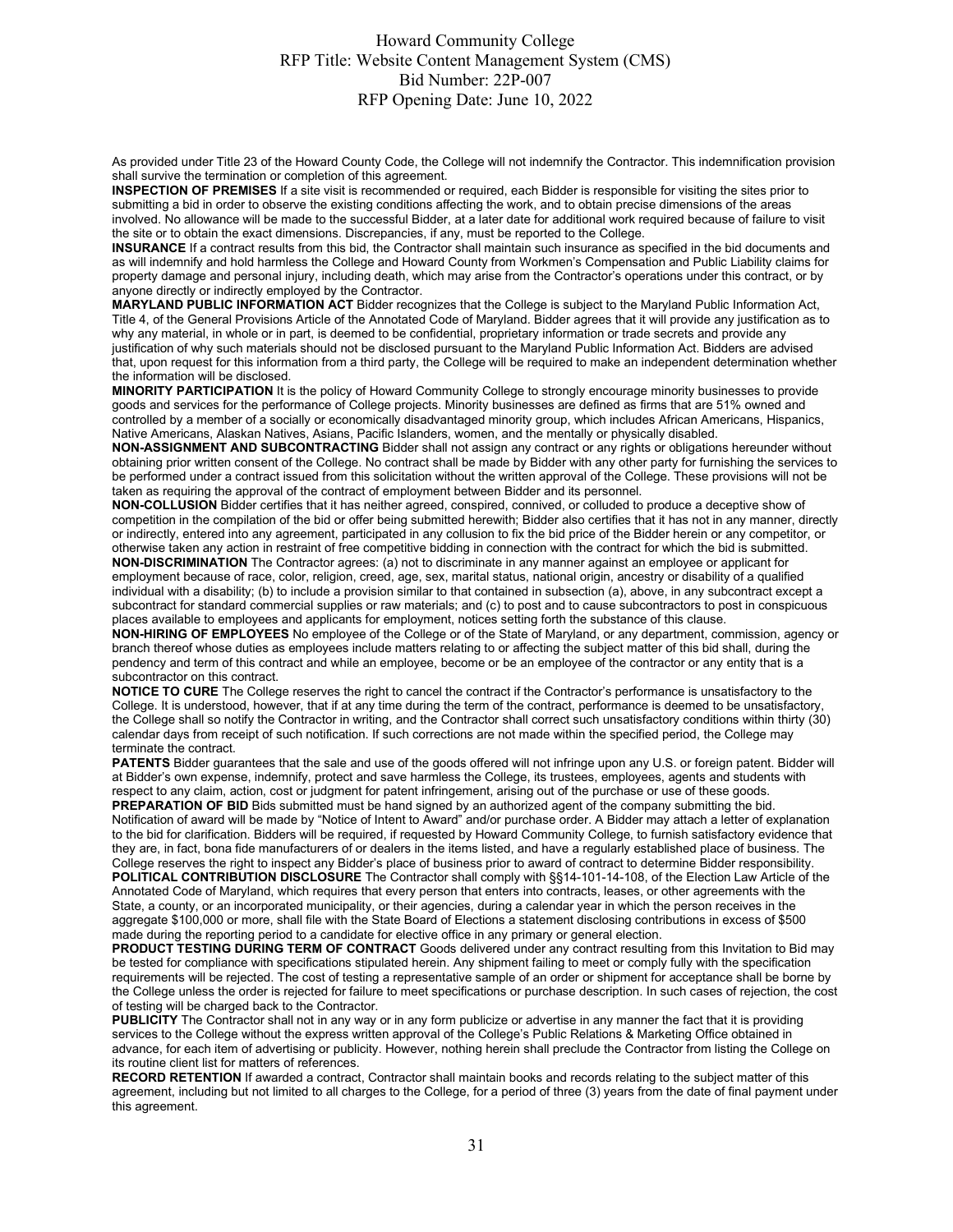As provided under Title 23 of the Howard County Code, the College will not indemnify the Contractor. This indemnification provision shall survive the termination or completion of this agreement.

**INSPECTION OF PREMISES** If a site visit is recommended or required, each Bidder is responsible for visiting the sites prior to submitting a bid in order to observe the existing conditions affecting the work, and to obtain precise dimensions of the areas involved. No allowance will be made to the successful Bidder, at a later date for additional work required because of failure to visit the site or to obtain the exact dimensions. Discrepancies, if any, must be reported to the College.

**INSURANCE** If a contract results from this bid, the Contractor shall maintain such insurance as specified in the bid documents and as will indemnify and hold harmless the College and Howard County from Workmen's Compensation and Public Liability claims for property damage and personal injury, including death, which may arise from the Contractor's operations under this contract, or by anyone directly or indirectly employed by the Contractor.

**MARYLAND PUBLIC INFORMATION ACT** Bidder recognizes that the College is subject to the Maryland Public Information Act, Title 4, of the General Provisions Article of the Annotated Code of Maryland. Bidder agrees that it will provide any justification as to why any material, in whole or in part, is deemed to be confidential, proprietary information or trade secrets and provide any justification of why such materials should not be disclosed pursuant to the Maryland Public Information Act. Bidders are advised that, upon request for this information from a third party, the College will be required to make an independent determination whether the information will be disclosed.

**MINORITY PARTICIPATION** It is the policy of Howard Community College to strongly encourage minority businesses to provide goods and services for the performance of College projects. Minority businesses are defined as firms that are 51% owned and controlled by a member of a socially or economically disadvantaged minority group, which includes African Americans, Hispanics, Native Americans, Alaskan Natives, Asians, Pacific Islanders, women, and the mentally or physically disabled.

**NON-ASSIGNMENT AND SUBCONTRACTING** Bidder shall not assign any contract or any rights or obligations hereunder without obtaining prior written consent of the College. No contract shall be made by Bidder with any other party for furnishing the services to be performed under a contract issued from this solicitation without the written approval of the College. These provisions will not be taken as requiring the approval of the contract of employment between Bidder and its personnel.

**NON-COLLUSION** Bidder certifies that it has neither agreed, conspired, connived, or colluded to produce a deceptive show of competition in the compilation of the bid or offer being submitted herewith; Bidder also certifies that it has not in any manner, directly or indirectly, entered into any agreement, participated in any collusion to fix the bid price of the Bidder herein or any competitor, or otherwise taken any action in restraint of free competitive bidding in connection with the contract for which the bid is submitted.

**NON-DISCRIMINATION** The Contractor agrees: (a) not to discriminate in any manner against an employee or applicant for employment because of race, color, religion, creed, age, sex, marital status, national origin, ancestry or disability of a qualified individual with a disability; (b) to include a provision similar to that contained in subsection (a), above, in any subcontract except a subcontract for standard commercial supplies or raw materials; and (c) to post and to cause subcontractors to post in conspicuous places available to employees and applicants for employment, notices setting forth the substance of this clause.

**NON-HIRING OF EMPLOYEES** No employee of the College or of the State of Maryland, or any department, commission, agency or branch thereof whose duties as employees include matters relating to or affecting the subject matter of this bid shall, during the pendency and term of this contract and while an employee, become or be an employee of the contractor or any entity that is a subcontractor on this contract.

**NOTICE TO CURE** The College reserves the right to cancel the contract if the Contractor's performance is unsatisfactory to the College. It is understood, however, that if at any time during the term of the contract, performance is deemed to be unsatisfactory, the College shall so notify the Contractor in writing, and the Contractor shall correct such unsatisfactory conditions within thirty (30) calendar days from receipt of such notification. If such corrections are not made within the specified period, the College may terminate the contract.

**PATENTS** Bidder guarantees that the sale and use of the goods offered will not infringe upon any U.S. or foreign patent. Bidder will at Bidder's own expense, indemnify, protect and save harmless the College, its trustees, employees, agents and students with respect to any claim, action, cost or judgment for patent infringement, arising out of the purchase or use of these goods.

**PREPARATION OF BID** Bids submitted must be hand signed by an authorized agent of the company submitting the bid. Notification of award will be made by "Notice of Intent to Award" and/or purchase order. A Bidder may attach a letter of explanation to the bid for clarification. Bidders will be required, if requested by Howard Community College, to furnish satisfactory evidence that they are, in fact, bona fide manufacturers of or dealers in the items listed, and have a regularly established place of business. The College reserves the right to inspect any Bidder's place of business prior to award of contract to determine Bidder responsibility.

**POLITICAL CONTRIBUTION DISCLOSURE** The Contractor shall comply with §§14-101-14-108, of the Election Law Article of the Annotated Code of Maryland, which requires that every person that enters into contracts, leases, or other agreements with the State, a county, or an incorporated municipality, or their agencies, during a calendar year in which the person receives in the aggregate $100,000 or more, shall file with the State Board of Elections a statement disclosing contributions in excess of $500 made during the reporting period to a candidate for elective office in any primary or general election.

**PRODUCT TESTING DURING TERM OF CONTRACT** Goods delivered under any contract resulting from this Invitation to Bid may be tested for compliance with specifications stipulated herein. Any shipment failing to meet or comply fully with the specification requirements will be rejected. The cost of testing a representative sample of an order or shipment for acceptance shall be borne by the College unless the order is rejected for failure to meet specifications or purchase description. In such cases of rejection, the cost of testing will be charged back to the Contractor.

**PUBLICITY** The Contractor shall not in any way or in any form publicize or advertise in any manner the fact that it is providing services to the College without the express written approval of the College's Public Relations & Marketing Office obtained in advance, for each item of advertising or publicity. However, nothing herein shall preclude the Contractor from listing the College on its routine client list for matters of references.

**RECORD RETENTION** If awarded a contract, Contractor shall maintain books and records relating to the subject matter of this agreement, including but not limited to all charges to the College, for a period of three (3) years from the date of final payment under this agreement.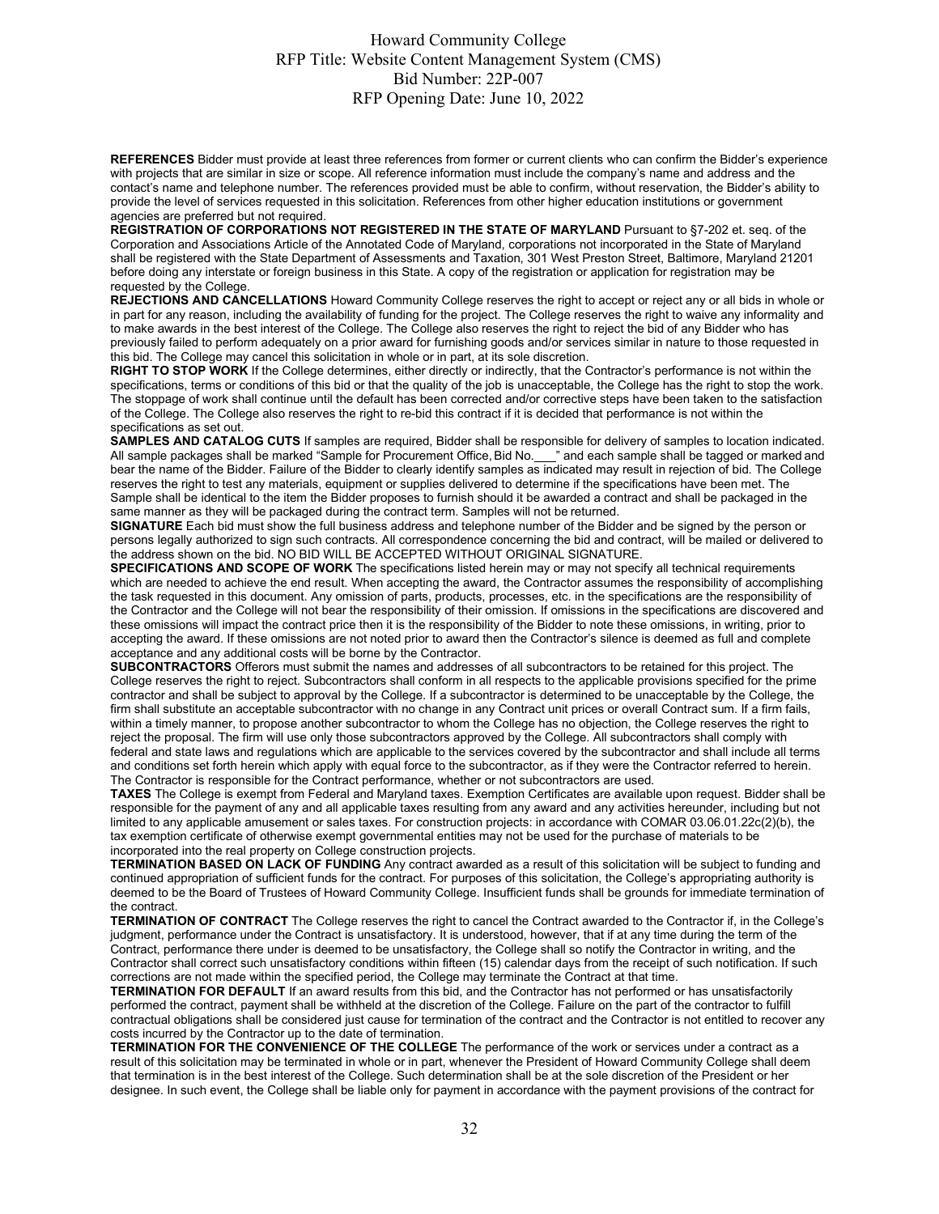**REFERENCES** Bidder must provide at least three references from former or current clients who can confirm the Bidder's experience with projects that are similar in size or scope. All reference information must include the company's name and address and the contact's name and telephone number. The references provided must be able to confirm, without reservation, the Bidder's ability to provide the level of services requested in this solicitation. References from other higher education institutions or government agencies are preferred but not required.

**REGISTRATION OF CORPORATIONS NOT REGISTERED IN THE STATE OF MARYLAND** Pursuant to §7-202 et. seq. of the Corporation and Associations Article of the Annotated Code of Maryland, corporations not incorporated in the State of Maryland shall be registered with the State Department of Assessments and Taxation, 301 West Preston Street, Baltimore, Maryland 21201 before doing any interstate or foreign business in this State. A copy of the registration or application for registration may be requested by the College.

**REJECTIONS AND CANCELLATIONS** Howard Community College reserves the right to accept or reject any or all bids in whole or in part for any reason, including the availability of funding for the project. The College reserves the right to waive any informality and to make awards in the best interest of the College. The College also reserves the right to reject the bid of any Bidder who has previously failed to perform adequately on a prior award for furnishing goods and/or services similar in nature to those requested in this bid. The College may cancel this solicitation in whole or in part, at its sole discretion.

**RIGHT TO STOP WORK** If the College determines, either directly or indirectly, that the Contractor's performance is not within the specifications, terms or conditions of this bid or that the quality of the job is unacceptable, the College has the right to stop the work. The stoppage of work shall continue until the default has been corrected and/or corrective steps have been taken to the satisfaction of the College. The College also reserves the right to re-bid this contract if it is decided that performance is not within the specifications as set out.

**SAMPLES AND CATALOG CUTS** If samples are required, Bidder shall be responsible for delivery of samples to location indicated. All sample packages shall be marked "Sample for Procurement Office, Bid No.___" and each sample shall be tagged or marked and bear the name of the Bidder. Failure of the Bidder to clearly identify samples as indicated may result in rejection of bid. The College reserves the right to test any materials, equipment or supplies delivered to determine if the specifications have been met. The Sample shall be identical to the item the Bidder proposes to furnish should it be awarded a contract and shall be packaged in the same manner as they will be packaged during the contract term. Samples will not be returned.

**SIGNATURE** Each bid must show the full business address and telephone number of the Bidder and be signed by the person or persons legally authorized to sign such contracts. All correspondence concerning the bid and contract, will be mailed or delivered to the address shown on the bid. NO BID WILL BE ACCEPTED WITHOUT ORIGINAL SIGNATURE.

**SPECIFICATIONS AND SCOPE OF WORK** The specifications listed herein may or may not specify all technical requirements which are needed to achieve the end result. When accepting the award, the Contractor assumes the responsibility of accomplishing the task requested in this document. Any omission of parts, products, processes, etc. in the specifications are the responsibility of the Contractor and the College will not bear the responsibility of their omission. If omissions in the specifications are discovered and these omissions will impact the contract price then it is the responsibility of the Bidder to note these omissions, in writing, prior to accepting the award. If these omissions are not noted prior to award then the Contractor's silence is deemed as full and complete acceptance and any additional costs will be borne by the Contractor.

**SUBCONTRACTORS** Offerors must submit the names and addresses of all subcontractors to be retained for this project. The College reserves the right to reject. Subcontractors shall conform in all respects to the applicable provisions specified for the prime contractor and shall be subject to approval by the College. If a subcontractor is determined to be unacceptable by the College, the firm shall substitute an acceptable subcontractor with no change in any Contract unit prices or overall Contract sum. If a firm fails, within a timely manner, to propose another subcontractor to whom the College has no objection, the College reserves the right to reject the proposal. The firm will use only those subcontractors approved by the College. All subcontractors shall comply with federal and state laws and regulations which are applicable to the services covered by the subcontractor and shall include all terms and conditions set forth herein which apply with equal force to the subcontractor, as if they were the Contractor referred to herein. The Contractor is responsible for the Contract performance, whether or not subcontractors are used.

**TAXES** The College is exempt from Federal and Maryland taxes. Exemption Certificates are available upon request. Bidder shall be responsible for the payment of any and all applicable taxes resulting from any award and any activities hereunder, including but not limited to any applicable amusement or sales taxes. For construction projects: in accordance with COMAR 03.06.01.22c(2)(b), the tax exemption certificate of otherwise exempt governmental entities may not be used for the purchase of materials to be incorporated into the real property on College construction projects.

**TERMINATION BASED ON LACK OF FUNDING** Any contract awarded as a result of this solicitation will be subject to funding and continued appropriation of sufficient funds for the contract. For purposes of this solicitation, the College's appropriating authority is deemed to be the Board of Trustees of Howard Community College. Insufficient funds shall be grounds for immediate termination of the contract.

**TERMINATION OF CONTRACT** The College reserves the right to cancel the Contract awarded to the Contractor if, in the College's judgment, performance under the Contract is unsatisfactory. It is understood, however, that if at any time during the term of the Contract, performance there under is deemed to be unsatisfactory, the College shall so notify the Contractor in writing, and the Contractor shall correct such unsatisfactory conditions within fifteen (15) calendar days from the receipt of such notification. If such corrections are not made within the specified period, the College may terminate the Contract at that time.

**TERMINATION FOR DEFAULT** If an award results from this bid, and the Contractor has not performed or has unsatisfactorily performed the contract, payment shall be withheld at the discretion of the College. Failure on the part of the contractor to fulfill contractual obligations shall be considered just cause for termination of the contract and the Contractor is not entitled to recover any costs incurred by the Contractor up to the date of termination.

**TERMINATION FOR THE CONVENIENCE OF THE COLLEGE** The performance of the work or services under a contract as a result of this solicitation may be terminated in whole or in part, whenever the President of Howard Community College shall deem that termination is in the best interest of the College. Such determination shall be at the sole discretion of the President or her designee. In such event, the College shall be liable only for payment in accordance with the payment provisions of the contract for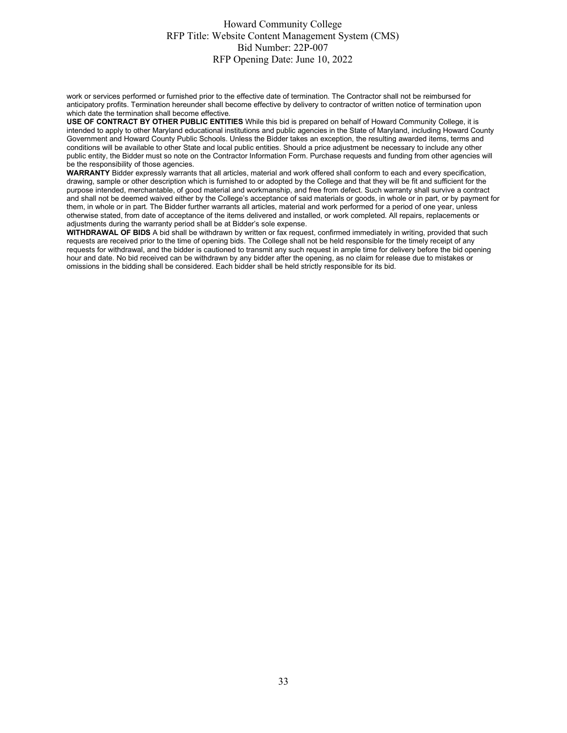work or services performed or furnished prior to the effective date of termination. The Contractor shall not be reimbursed for anticipatory profits. Termination hereunder shall become effective by delivery to contractor of written notice of termination upon which date the termination shall become effective.

**USE OF CONTRACT BY OTHER PUBLIC ENTITIES** While this bid is prepared on behalf of Howard Community College, it is intended to apply to other Maryland educational institutions and public agencies in the State of Maryland, including Howard County Government and Howard County Public Schools. Unless the Bidder takes an exception, the resulting awarded items, terms and conditions will be available to other State and local public entities. Should a price adjustment be necessary to include any other public entity, the Bidder must so note on the Contractor Information Form. Purchase requests and funding from other agencies will be the responsibility of those agencies.

**WARRANTY** Bidder expressly warrants that all articles, material and work offered shall conform to each and every specification, drawing, sample or other description which is furnished to or adopted by the College and that they will be fit and sufficient for the purpose intended, merchantable, of good material and workmanship, and free from defect. Such warranty shall survive a contract and shall not be deemed waived either by the College's acceptance of said materials or goods, in whole or in part, or by payment for them, in whole or in part. The Bidder further warrants all articles, material and work performed for a period of one year, unless otherwise stated, from date of acceptance of the items delivered and installed, or work completed. All repairs, replacements or adjustments during the warranty period shall be at Bidder's sole expense.

**WITHDRAWAL OF BIDS** A bid shall be withdrawn by written or fax request, confirmed immediately in writing, provided that such requests are received prior to the time of opening bids. The College shall not be held responsible for the timely receipt of any requests for withdrawal, and the bidder is cautioned to transmit any such request in ample time for delivery before the bid opening hour and date. No bid received can be withdrawn by any bidder after the opening, as no claim for release due to mistakes or omissions in the bidding shall be considered. Each bidder shall be held strictly responsible for its bid.